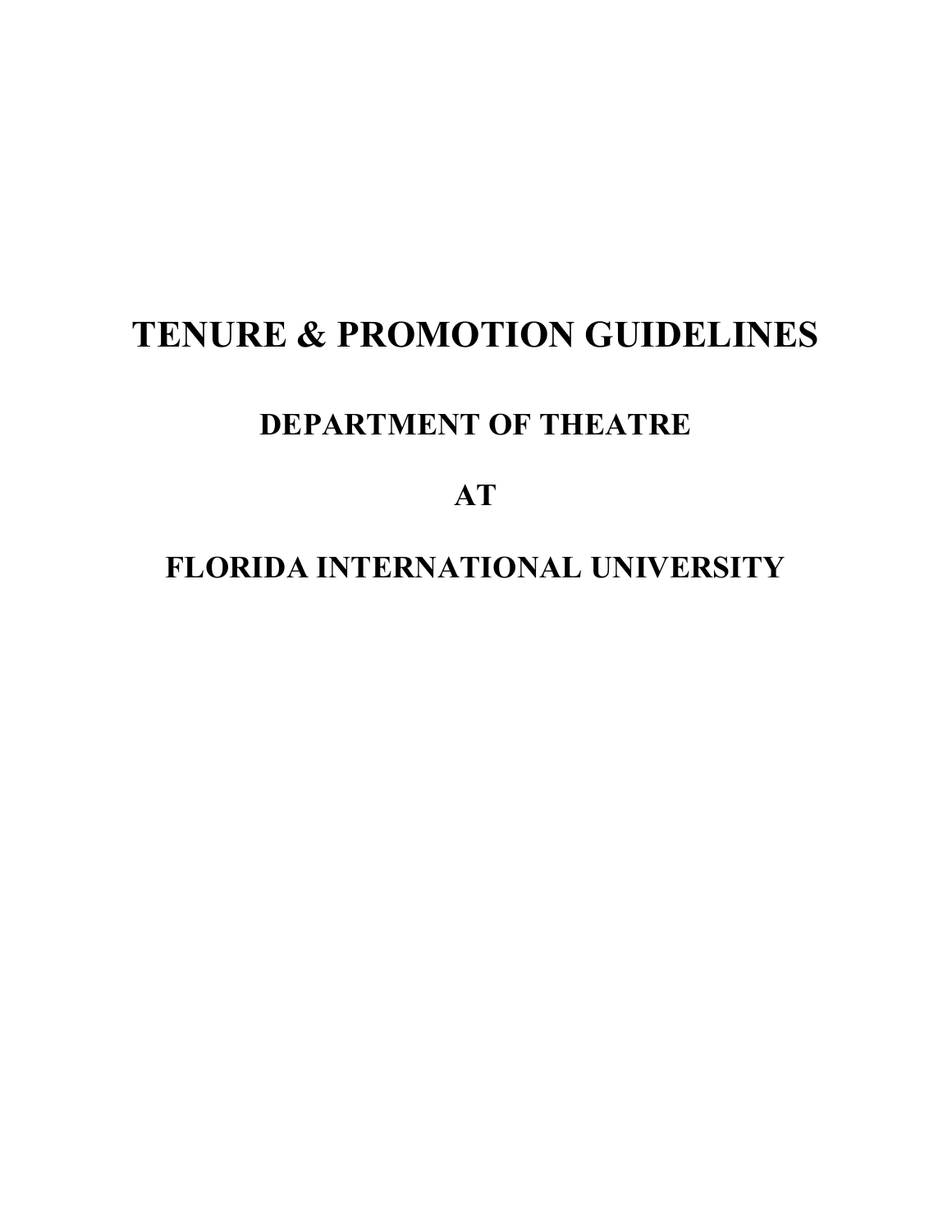# TENURE & PROMOTION GUIDELINES

## DEPARTMENT OF THEATRE

## AT

## FLORIDA INTERNATIONAL UNIVERSITY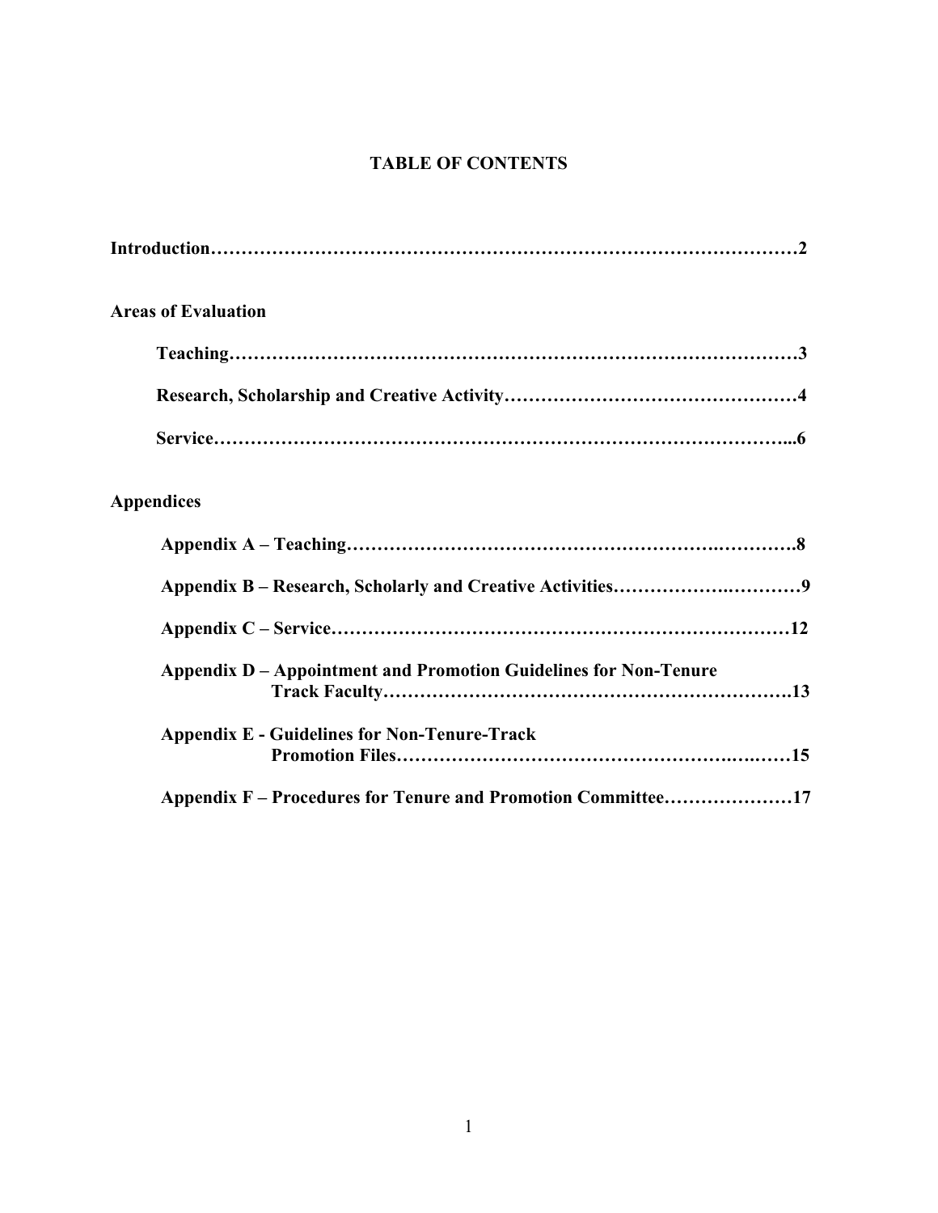# TABLE OF CONTENTS

**Introduction……………………………………………………………………………………2**

**Areas of Evaluation**

- **Teaching…………………………………………………………………………………3**
- **Research, Scholarship and Creative Activity…………………………………………4**
- **Service…………………………………………………………………………………...6**

**Appendices**

- **Appendix A – Teaching………………………………………………………….…………8**
- **Appendix B – Research, Scholarly and Creative Activities…………………..…………9**
- **Appendix C – Service…………………………………………………………………12**
- **Appendix D – Appointment and Promotion Guidelines for Non-Tenure Track Faculty……………………………………………………….13**
- **Appendix E - Guidelines for Non-Tenure-Track Promotion Files……………………………………………..…..……15**
- **Appendix F – Procedures for Tenure and Promotion Committee…………………17**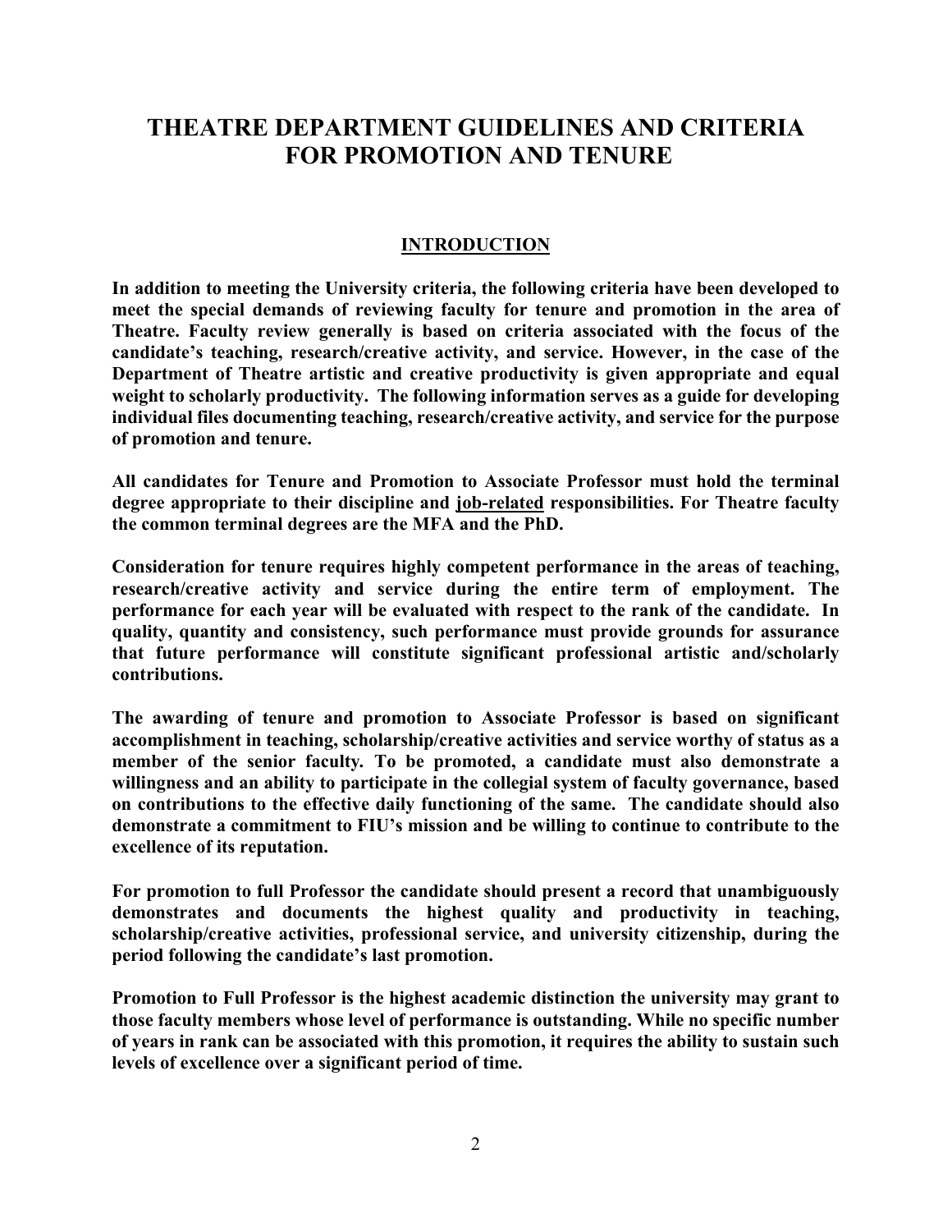# THEATRE DEPARTMENT GUIDELINES AND CRITERIA FOR PROMOTION AND TENURE

## INTRODUCTION

**In addition to meeting the University criteria, the following criteria have been developed to meet the special demands of reviewing faculty for tenure and promotion in the area of Theatre. Faculty review generally is based on criteria associated with the focus of the candidate's teaching, research/creative activity, and service. However, in the case of the Department of Theatre artistic and creative productivity is given appropriate and equal weight to scholarly productivity. The following information serves as a guide for developing individual files documenting teaching, research/creative activity, and service for the purpose of promotion and tenure.**

**All candidates for Tenure and Promotion to Associate Professor must hold the terminal degree appropriate to their discipline and <u>job-related</u> responsibilities. For Theatre faculty the common terminal degrees are the MFA and the PhD.**

**Consideration for tenure requires highly competent performance in the areas of teaching, research/creative activity and service during the entire term of employment. The performance for each year will be evaluated with respect to the rank of the candidate. In quality, quantity and consistency, such performance must provide grounds for assurance that future performance will constitute significant professional artistic and/scholarly contributions.**

**The awarding of tenure and promotion to Associate Professor is based on significant accomplishment in teaching, scholarship/creative activities and service worthy of status as a member of the senior faculty. To be promoted, a candidate must also demonstrate a willingness and an ability to participate in the collegial system of faculty governance, based on contributions to the effective daily functioning of the same. The candidate should also demonstrate a commitment to FIU's mission and be willing to continue to contribute to the excellence of its reputation.**

**For promotion to full Professor the candidate should present a record that unambiguously demonstrates and documents the highest quality and productivity in teaching, scholarship/creative activities, professional service, and university citizenship, during the period following the candidate's last promotion.**

**Promotion to Full Professor is the highest academic distinction the university may grant to those faculty members whose level of performance is outstanding. While no specific number of years in rank can be associated with this promotion, it requires the ability to sustain such levels of excellence over a significant period of time.**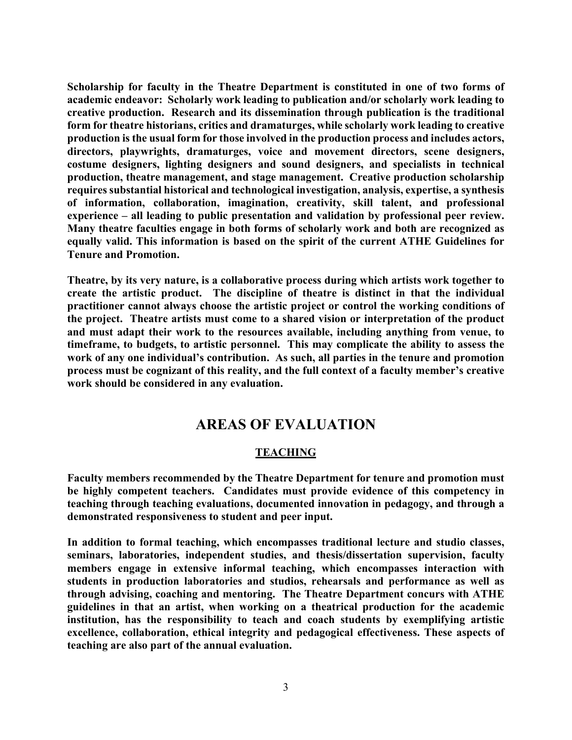**Scholarship for faculty in the Theatre Department is constituted in one of two forms of academic endeavor: Scholarly work leading to publication and/or scholarly work leading to creative production. Research and its dissemination through publication is the traditional form for theatre historians, critics and dramaturges, while scholarly work leading to creative production is the usual form for those involved in the production process and includes actors, directors, playwrights, dramaturges, voice and movement directors, scene designers, costume designers, lighting designers and sound designers, and specialists in technical production, theatre management, and stage management. Creative production scholarship requires substantial historical and technological investigation, analysis, expertise, a synthesis of information, collaboration, imagination, creativity, skill talent, and professional experience – all leading to public presentation and validation by professional peer review. Many theatre faculties engage in both forms of scholarly work and both are recognized as equally valid. This information is based on the spirit of the current ATHE Guidelines for Tenure and Promotion.**

**Theatre, by its very nature, is a collaborative process during which artists work together to create the artistic product. The discipline of theatre is distinct in that the individual practitioner cannot always choose the artistic project or control the working conditions of the project. Theatre artists must come to a shared vision or interpretation of the product and must adapt their work to the resources available, including anything from venue, to timeframe, to budgets, to artistic personnel. This may complicate the ability to assess the work of any one individual's contribution. As such, all parties in the tenure and promotion process must be cognizant of this reality, and the full context of a faculty member's creative work should be considered in any evaluation.**

# AREAS OF EVALUATION

## TEACHING

**Faculty members recommended by the Theatre Department for tenure and promotion must be highly competent teachers. Candidates must provide evidence of this competency in teaching through teaching evaluations, documented innovation in pedagogy, and through a demonstrated responsiveness to student and peer input.**

**In addition to formal teaching, which encompasses traditional lecture and studio classes, seminars, laboratories, independent studies, and thesis/dissertation supervision, faculty members engage in extensive informal teaching, which encompasses interaction with students in production laboratories and studios, rehearsals and performance as well as through advising, coaching and mentoring. The Theatre Department concurs with ATHE guidelines in that an artist, when working on a theatrical production for the academic institution, has the responsibility to teach and coach students by exemplifying artistic excellence, collaboration, ethical integrity and pedagogical effectiveness. These aspects of teaching are also part of the annual evaluation.**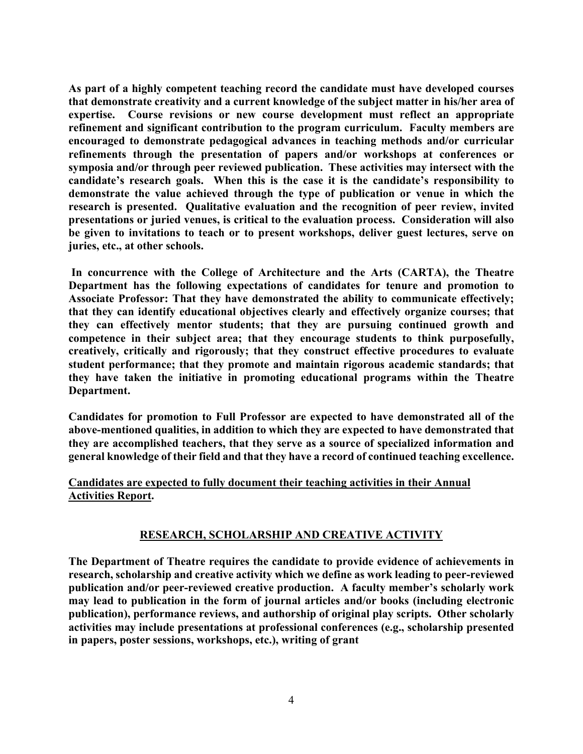**As part of a highly competent teaching record the candidate must have developed courses that demonstrate creativity and a current knowledge of the subject matter in his/her area of expertise. Course revisions or new course development must reflect an appropriate refinement and significant contribution to the program curriculum. Faculty members are encouraged to demonstrate pedagogical advances in teaching methods and/or curricular refinements through the presentation of papers and/or workshops at conferences or symposia and/or through peer reviewed publication. These activities may intersect with the candidate's research goals. When this is the case it is the candidate's responsibility to demonstrate the value achieved through the type of publication or venue in which the research is presented. Qualitative evaluation and the recognition of peer review, invited presentations or juried venues, is critical to the evaluation process. Consideration will also be given to invitations to teach or to present workshops, deliver guest lectures, serve on juries, etc., at other schools.**

**In concurrence with the College of Architecture and the Arts (CARTA), the Theatre Department has the following expectations of candidates for tenure and promotion to Associate Professor: That they have demonstrated the ability to communicate effectively; that they can identify educational objectives clearly and effectively organize courses; that they can effectively mentor students; that they are pursuing continued growth and competence in their subject area; that they encourage students to think purposefully, creatively, critically and rigorously; that they construct effective procedures to evaluate student performance; that they promote and maintain rigorous academic standards; that they have taken the initiative in promoting educational programs within the Theatre Department.**

**Candidates for promotion to Full Professor are expected to have demonstrated all of the above-mentioned qualities, in addition to which they are expected to have demonstrated that they are accomplished teachers, that they serve as a source of specialized information and general knowledge of their field and that they have a record of continued teaching excellence.**

<u>**Candidates are expected to fully document their teaching activities in their Annual Activities Report**</u>**.**

## RESEARCH, SCHOLARSHIP AND CREATIVE ACTIVITY

**The Department of Theatre requires the candidate to provide evidence of achievements in research, scholarship and creative activity which we define as work leading to peer-reviewed publication and/or peer-reviewed creative production. A faculty member's scholarly work may lead to publication in the form of journal articles and/or books (including electronic publication), performance reviews, and authorship of original play scripts. Other scholarly activities may include presentations at professional conferences (e.g., scholarship presented in papers, poster sessions, workshops, etc.), writing of grant**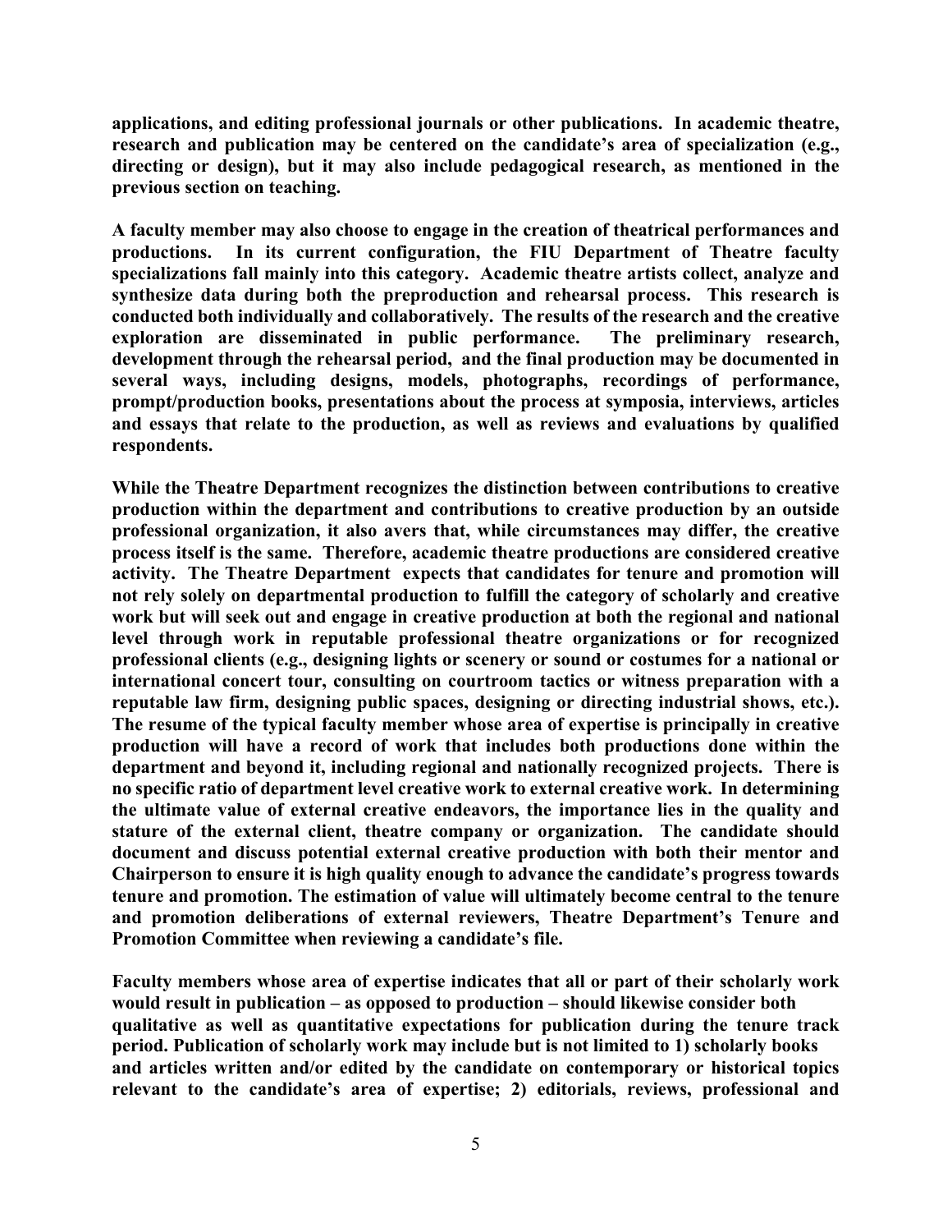**applications, and editing professional journals or other publications. In academic theatre, research and publication may be centered on the candidate's area of specialization (e.g., directing or design), but it may also include pedagogical research, as mentioned in the previous section on teaching.**

**A faculty member may also choose to engage in the creation of theatrical performances and productions. In its current configuration, the FIU Department of Theatre faculty specializations fall mainly into this category. Academic theatre artists collect, analyze and synthesize data during both the preproduction and rehearsal process. This research is conducted both individually and collaboratively. The results of the research and the creative exploration are disseminated in public performance. The preliminary research, development through the rehearsal period, and the final production may be documented in several ways, including designs, models, photographs, recordings of performance, prompt/production books, presentations about the process at symposia, interviews, articles and essays that relate to the production, as well as reviews and evaluations by qualified respondents.**

**While the Theatre Department recognizes the distinction between contributions to creative production within the department and contributions to creative production by an outside professional organization, it also avers that, while circumstances may differ, the creative process itself is the same. Therefore, academic theatre productions are considered creative activity. The Theatre Department expects that candidates for tenure and promotion will not rely solely on departmental production to fulfill the category of scholarly and creative work but will seek out and engage in creative production at both the regional and national level through work in reputable professional theatre organizations or for recognized professional clients (e.g., designing lights or scenery or sound or costumes for a national or international concert tour, consulting on courtroom tactics or witness preparation with a reputable law firm, designing public spaces, designing or directing industrial shows, etc.). The resume of the typical faculty member whose area of expertise is principally in creative production will have a record of work that includes both productions done within the department and beyond it, including regional and nationally recognized projects. There is no specific ratio of department level creative work to external creative work. In determining the ultimate value of external creative endeavors, the importance lies in the quality and stature of the external client, theatre company or organization. The candidate should document and discuss potential external creative production with both their mentor and Chairperson to ensure it is high quality enough to advance the candidate's progress towards tenure and promotion. The estimation of value will ultimately become central to the tenure and promotion deliberations of external reviewers, Theatre Department's Tenure and Promotion Committee when reviewing a candidate's file.**

**Faculty members whose area of expertise indicates that all or part of their scholarly work would result in publication – as opposed to production – should likewise consider both qualitative as well as quantitative expectations for publication during the tenure track period. Publication of scholarly work may include but is not limited to 1) scholarly books and articles written and/or edited by the candidate on contemporary or historical topics relevant to the candidate's area of expertise; 2) editorials, reviews, professional and**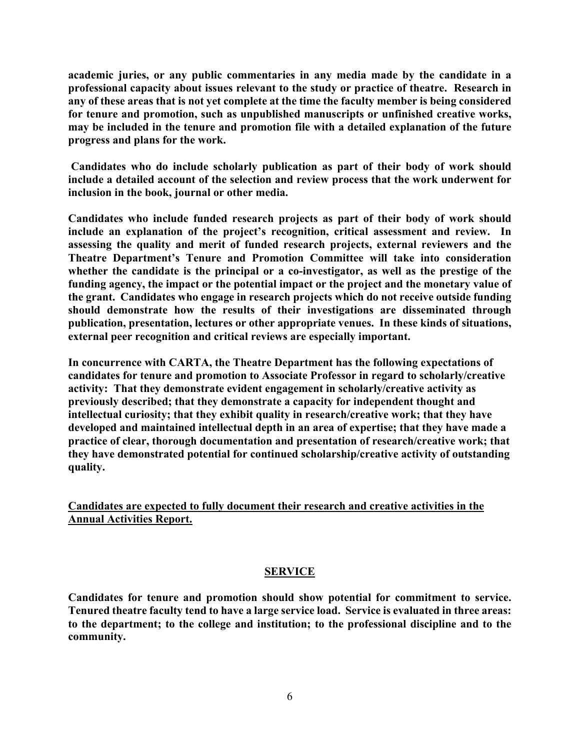**academic juries, or any public commentaries in any media made by the candidate in a professional capacity about issues relevant to the study or practice of theatre. Research in any of these areas that is not yet complete at the time the faculty member is being considered for tenure and promotion, such as unpublished manuscripts or unfinished creative works, may be included in the tenure and promotion file with a detailed explanation of the future progress and plans for the work.**

**Candidates who do include scholarly publication as part of their body of work should include a detailed account of the selection and review process that the work underwent for inclusion in the book, journal or other media.**

**Candidates who include funded research projects as part of their body of work should include an explanation of the project's recognition, critical assessment and review. In assessing the quality and merit of funded research projects, external reviewers and the Theatre Department's Tenure and Promotion Committee will take into consideration whether the candidate is the principal or a co-investigator, as well as the prestige of the funding agency, the impact or the potential impact or the project and the monetary value of the grant. Candidates who engage in research projects which do not receive outside funding should demonstrate how the results of their investigations are disseminated through publication, presentation, lectures or other appropriate venues. In these kinds of situations, external peer recognition and critical reviews are especially important.**

**In concurrence with CARTA, the Theatre Department has the following expectations of candidates for tenure and promotion to Associate Professor in regard to scholarly/creative activity: That they demonstrate evident engagement in scholarly/creative activity as previously described; that they demonstrate a capacity for independent thought and intellectual curiosity; that they exhibit quality in research/creative work; that they have developed and maintained intellectual depth in an area of expertise; that they have made a practice of clear, thorough documentation and presentation of research/creative work; that they have demonstrated potential for continued scholarship/creative activity of outstanding quality.**

<u>**Candidates are expected to fully document their research and creative activities in the Annual Activities Report.**</u>

## <u>SERVICE</u>

**Candidates for tenure and promotion should show potential for commitment to service. Tenured theatre faculty tend to have a large service load. Service is evaluated in three areas: to the department; to the college and institution; to the professional discipline and to the community.**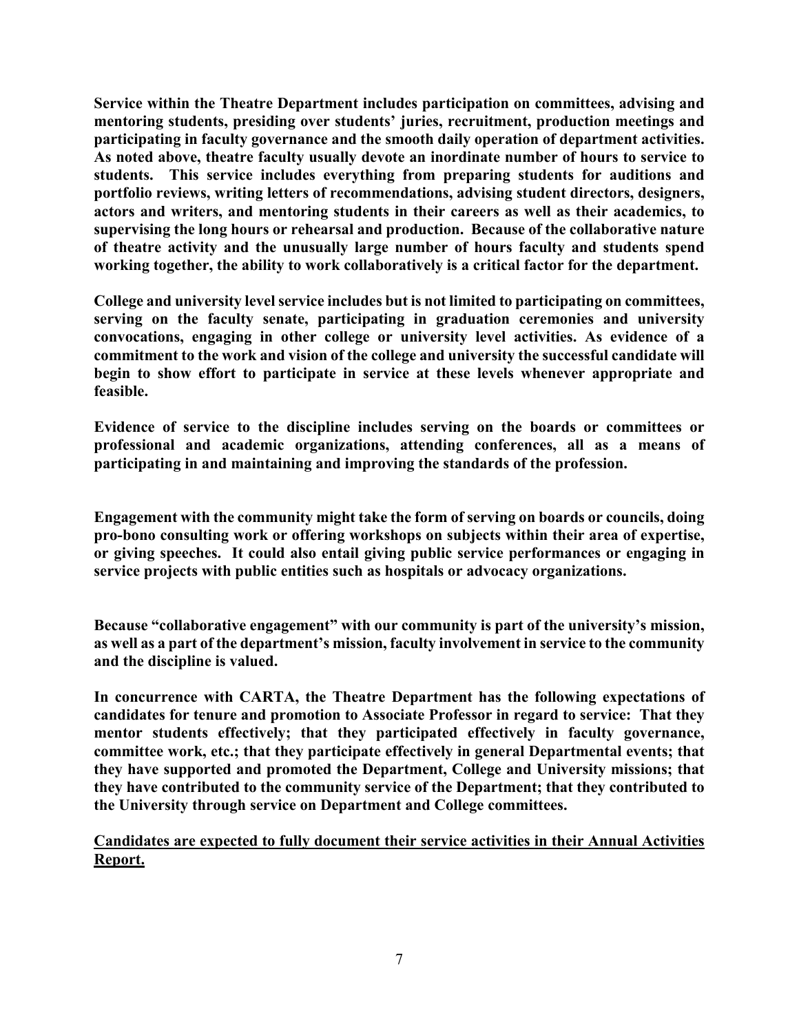**Service within the Theatre Department includes participation on committees, advising and mentoring students, presiding over students' juries, recruitment, production meetings and participating in faculty governance and the smooth daily operation of department activities. As noted above, theatre faculty usually devote an inordinate number of hours to service to students. This service includes everything from preparing students for auditions and portfolio reviews, writing letters of recommendations, advising student directors, designers, actors and writers, and mentoring students in their careers as well as their academics, to supervising the long hours or rehearsal and production. Because of the collaborative nature of theatre activity and the unusually large number of hours faculty and students spend working together, the ability to work collaboratively is a critical factor for the department.**

**College and university level service includes but is not limited to participating on committees, serving on the faculty senate, participating in graduation ceremonies and university convocations, engaging in other college or university level activities. As evidence of a commitment to the work and vision of the college and university the successful candidate will begin to show effort to participate in service at these levels whenever appropriate and feasible.**

**Evidence of service to the discipline includes serving on the boards or committees or professional and academic organizations, attending conferences, all as a means of participating in and maintaining and improving the standards of the profession.**

**Engagement with the community might take the form of serving on boards or councils, doing pro-bono consulting work or offering workshops on subjects within their area of expertise, or giving speeches. It could also entail giving public service performances or engaging in service projects with public entities such as hospitals or advocacy organizations.**

**Because "collaborative engagement" with our community is part of the university's mission, as well as a part of the department's mission, faculty involvement in service to the community and the discipline is valued.**

**In concurrence with CARTA, the Theatre Department has the following expectations of candidates for tenure and promotion to Associate Professor in regard to service: That they mentor students effectively; that they participated effectively in faculty governance, committee work, etc.; that they participate effectively in general Departmental events; that they have supported and promoted the Department, College and University missions; that they have contributed to the community service of the Department; that they contributed to the University through service on Department and College committees.**

<u>**Candidates are expected to fully document their service activities in their Annual Activities Report.**</u>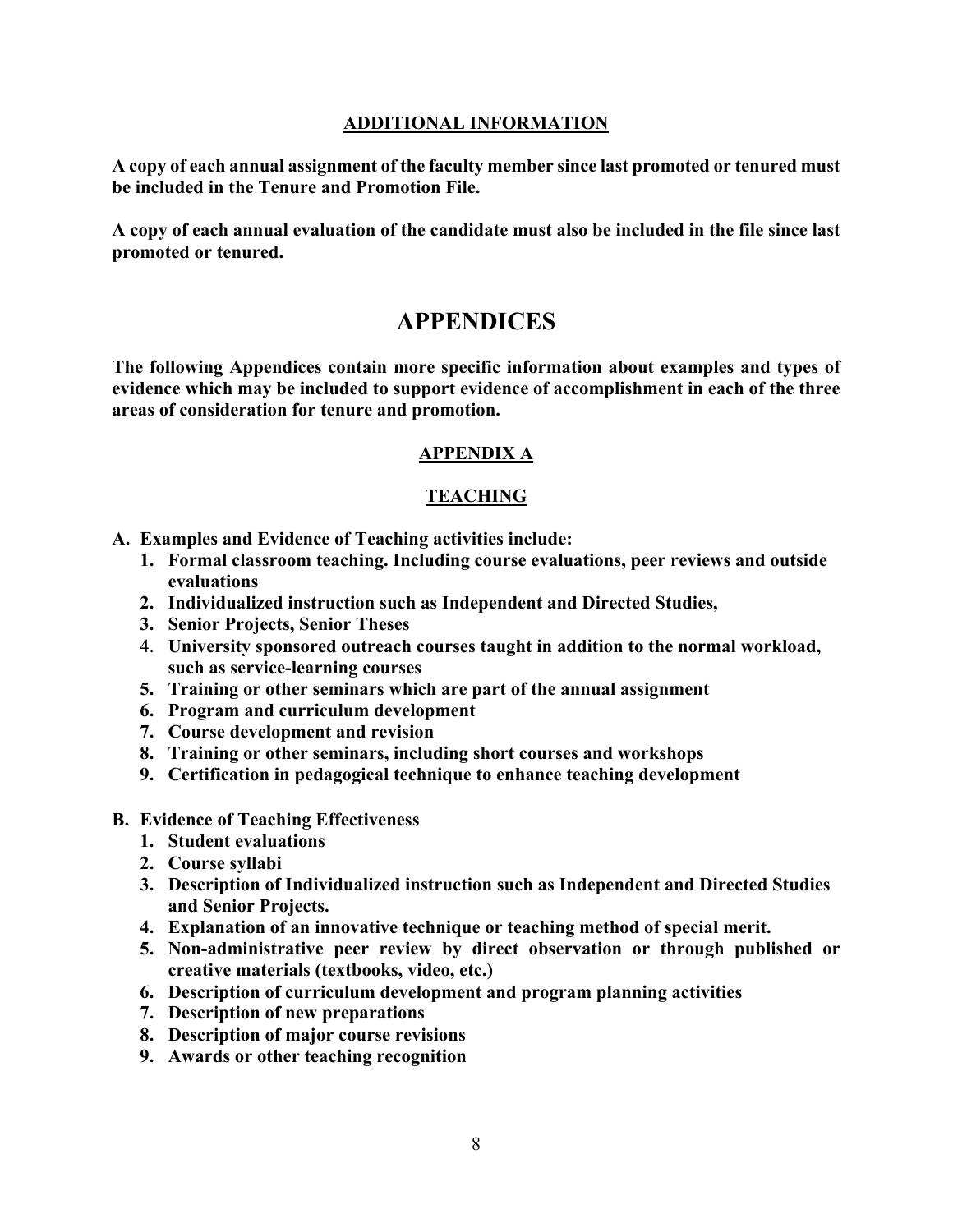## ADDITIONAL INFORMATION

**A copy of each annual assignment of the faculty member since last promoted or tenured must be included in the Tenure and Promotion File.**

**A copy of each annual evaluation of the candidate must also be included in the file since last promoted or tenured.**

# APPENDICES

**The following Appendices contain more specific information about examples and types of evidence which may be included to support evidence of accomplishment in each of the three areas of consideration for tenure and promotion.**

## APPENDIX A

## TEACHING

**A. Examples and Evidence of Teaching activities include:**

1. **Formal classroom teaching. Including course evaluations, peer reviews and outside evaluations**
2. **Individualized instruction such as Independent and Directed Studies,**
3. **Senior Projects, Senior Theses**
4. **University sponsored outreach courses taught in addition to the normal workload, such as service-learning courses**
5. **Training or other seminars which are part of the annual assignment**
6. **Program and curriculum development**
7. **Course development and revision**
8. **Training or other seminars, including short courses and workshops**
9. **Certification in pedagogical technique to enhance teaching development**

**B. Evidence of Teaching Effectiveness**

1. **Student evaluations**
2. **Course syllabi**
3. **Description of Individualized instruction such as Independent and Directed Studies and Senior Projects.**
4. **Explanation of an innovative technique or teaching method of special merit.**
5. **Non-administrative peer review by direct observation or through published or creative materials (textbooks, video, etc.)**
6. **Description of curriculum development and program planning activities**
7. **Description of new preparations**
8. **Description of major course revisions**
9. **Awards or other teaching recognition**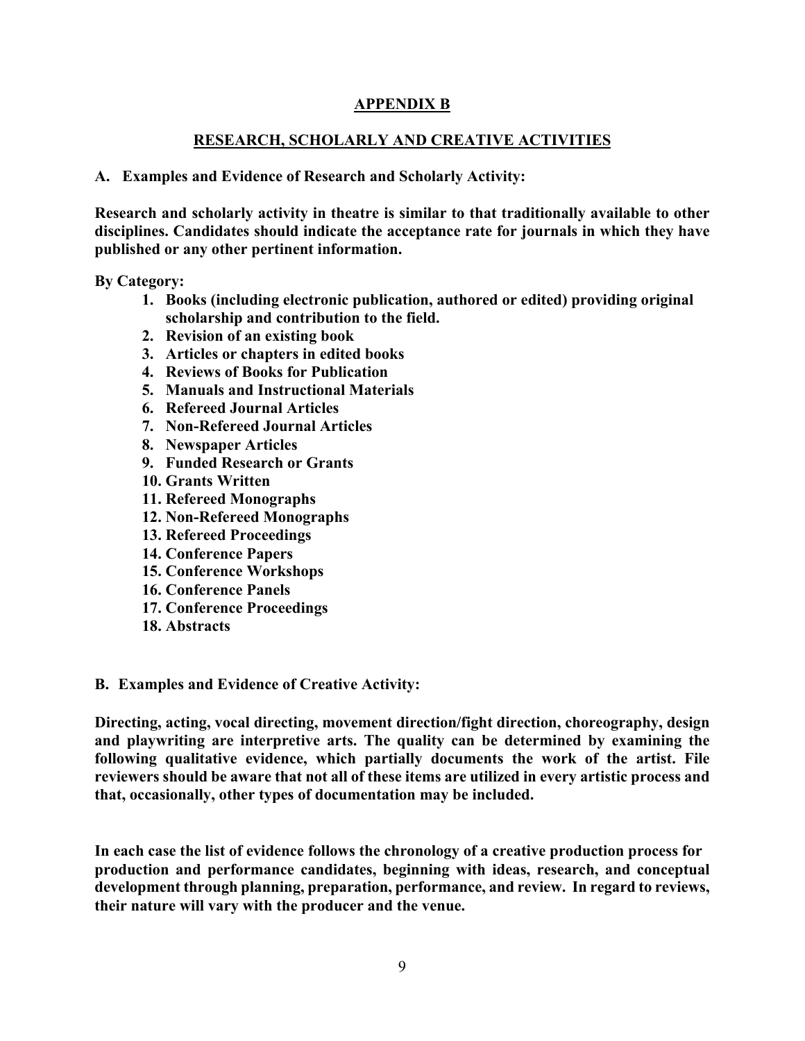## APPENDIX B

## RESEARCH, SCHOLARLY AND CREATIVE ACTIVITIES

**A. Examples and Evidence of Research and Scholarly Activity:**

**Research and scholarly activity in theatre is similar to that traditionally available to other disciplines. Candidates should indicate the acceptance rate for journals in which they have published or any other pertinent information.**

**By Category:**

1. **Books (including electronic publication, authored or edited) providing original scholarship and contribution to the field.**
2. **Revision of an existing book**
3. **Articles or chapters in edited books**
4. **Reviews of Books for Publication**
5. **Manuals and Instructional Materials**
6. **Refereed Journal Articles**
7. **Non-Refereed Journal Articles**
8. **Newspaper Articles**
9. **Funded Research or Grants**
10. **Grants Written**
11. **Refereed Monographs**
12. **Non-Refereed Monographs**
13. **Refereed Proceedings**
14. **Conference Papers**
15. **Conference Workshops**
16. **Conference Panels**
17. **Conference Proceedings**
18. **Abstracts**

**B. Examples and Evidence of Creative Activity:**

**Directing, acting, vocal directing, movement direction/fight direction, choreography, design and playwriting are interpretive arts. The quality can be determined by examining the following qualitative evidence, which partially documents the work of the artist. File reviewers should be aware that not all of these items are utilized in every artistic process and that, occasionally, other types of documentation may be included.**

**In each case the list of evidence follows the chronology of a creative production process for production and performance candidates, beginning with ideas, research, and conceptual development through planning, preparation, performance, and review. In regard to reviews, their nature will vary with the producer and the venue.**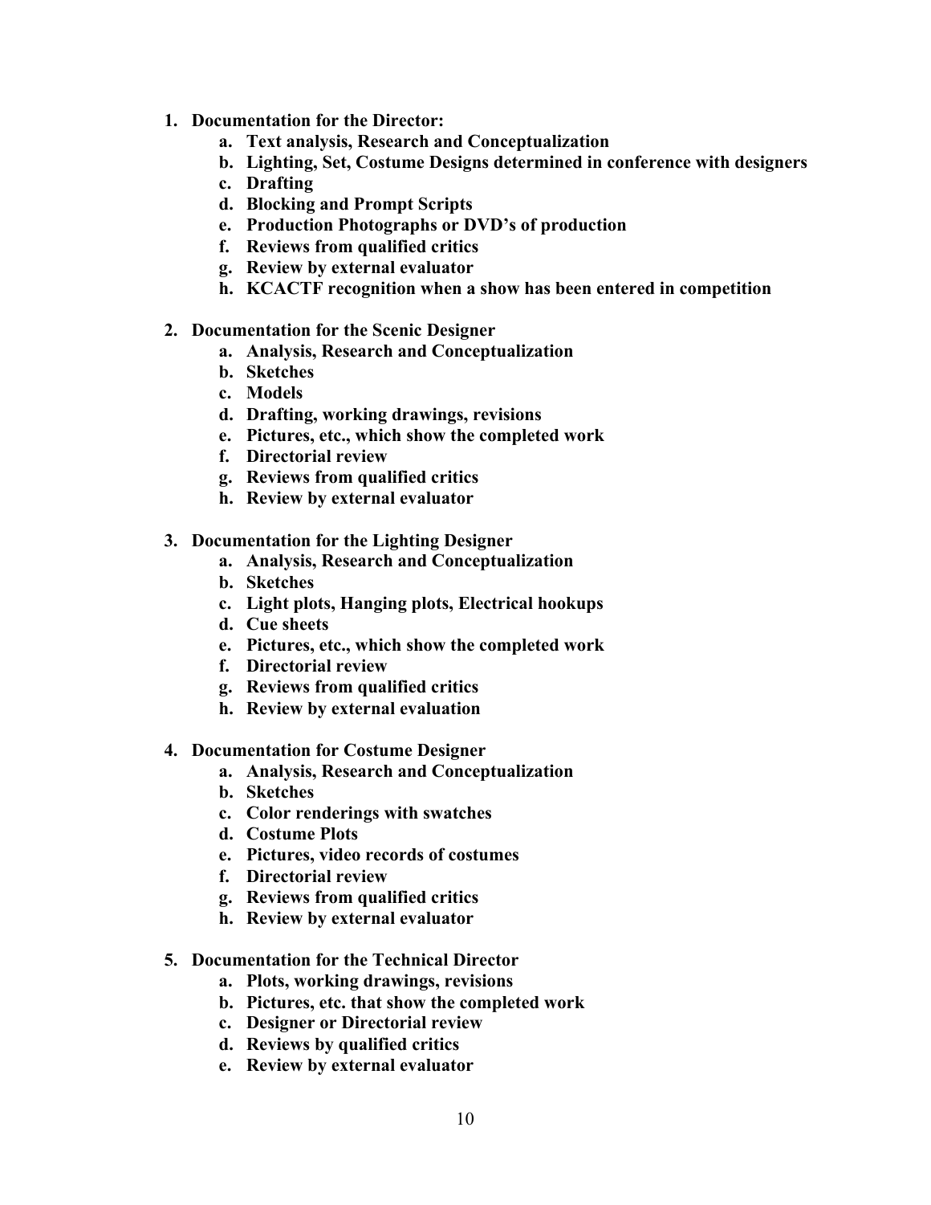1. **Documentation for the Director:**
    a. **Text analysis, Research and Conceptualization**
    b. **Lighting, Set, Costume Designs determined in conference with designers**
    c. **Drafting**
    d. **Blocking and Prompt Scripts**
    e. **Production Photographs or DVD's of production**
    f. **Reviews from qualified critics**
    g. **Review by external evaluator**
    h. **KCACTF recognition when a show has been entered in competition**

2. **Documentation for the Scenic Designer**
    a. **Analysis, Research and Conceptualization**
    b. **Sketches**
    c. **Models**
    d. **Drafting, working drawings, revisions**
    e. **Pictures, etc., which show the completed work**
    f. **Directorial review**
    g. **Reviews from qualified critics**
    h. **Review by external evaluator**

3. **Documentation for the Lighting Designer**
    a. **Analysis, Research and Conceptualization**
    b. **Sketches**
    c. **Light plots, Hanging plots, Electrical hookups**
    d. **Cue sheets**
    e. **Pictures, etc., which show the completed work**
    f. **Directorial review**
    g. **Reviews from qualified critics**
    h. **Review by external evaluation**

4. **Documentation for Costume Designer**
    a. **Analysis, Research and Conceptualization**
    b. **Sketches**
    c. **Color renderings with swatches**
    d. **Costume Plots**
    e. **Pictures, video records of costumes**
    f. **Directorial review**
    g. **Reviews from qualified critics**
    h. **Review by external evaluator**

5. **Documentation for the Technical Director**
    a. **Plots, working drawings, revisions**
    b. **Pictures, etc. that show the completed work**
    c. **Designer or Directorial review**
    d. **Reviews by qualified critics**
    e. **Review by external evaluator**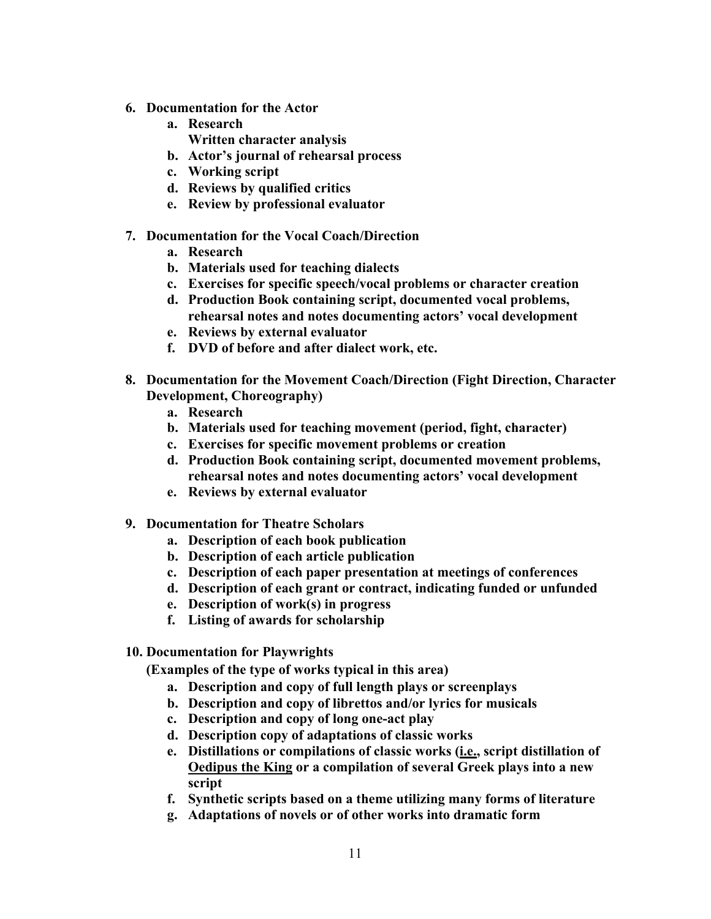6. **Documentation for the Actor**
    a. **Research**
       **Written character analysis**
    b. **Actor's journal of rehearsal process**
    c. **Working script**
    d. **Reviews by qualified critics**
    e. **Review by professional evaluator**

7. **Documentation for the Vocal Coach/Direction**
    a. **Research**
    b. **Materials used for teaching dialects**
    c. **Exercises for specific speech/vocal problems or character creation**
    d. **Production Book containing script, documented vocal problems, rehearsal notes and notes documenting actors' vocal development**
    e. **Reviews by external evaluator**
    f. **DVD of before and after dialect work, etc.**

8. **Documentation for the Movement Coach/Direction (Fight Direction, Character Development, Choreography)**
    a. **Research**
    b. **Materials used for teaching movement (period, fight, character)**
    c. **Exercises for specific movement problems or creation**
    d. **Production Book containing script, documented movement problems, rehearsal notes and notes documenting actors' vocal development**
    e. **Reviews by external evaluator**

9. **Documentation for Theatre Scholars**
    a. **Description of each book publication**
    b. **Description of each article publication**
    c. **Description of each paper presentation at meetings of conferences**
    d. **Description of each grant or contract, indicating funded or unfunded**
    e. **Description of work(s) in progress**
    f. **Listing of awards for scholarship**

10. **Documentation for Playwrights**
    **(Examples of the type of works typical in this area)**
    a. **Description and copy of full length plays or screenplays**
    b. **Description and copy of librettos and/or lyrics for musicals**
    c. **Description and copy of long one-act play**
    d. **Description copy of adaptations of classic works**
    e. **Distillations or compilations of classic works (<u>i.e.,</u> script distillation of <u>Oedipus the King</u> or a compilation of several Greek plays into a new script**
    f. **Synthetic scripts based on a theme utilizing many forms of literature**
    g. **Adaptations of novels or of other works into dramatic form**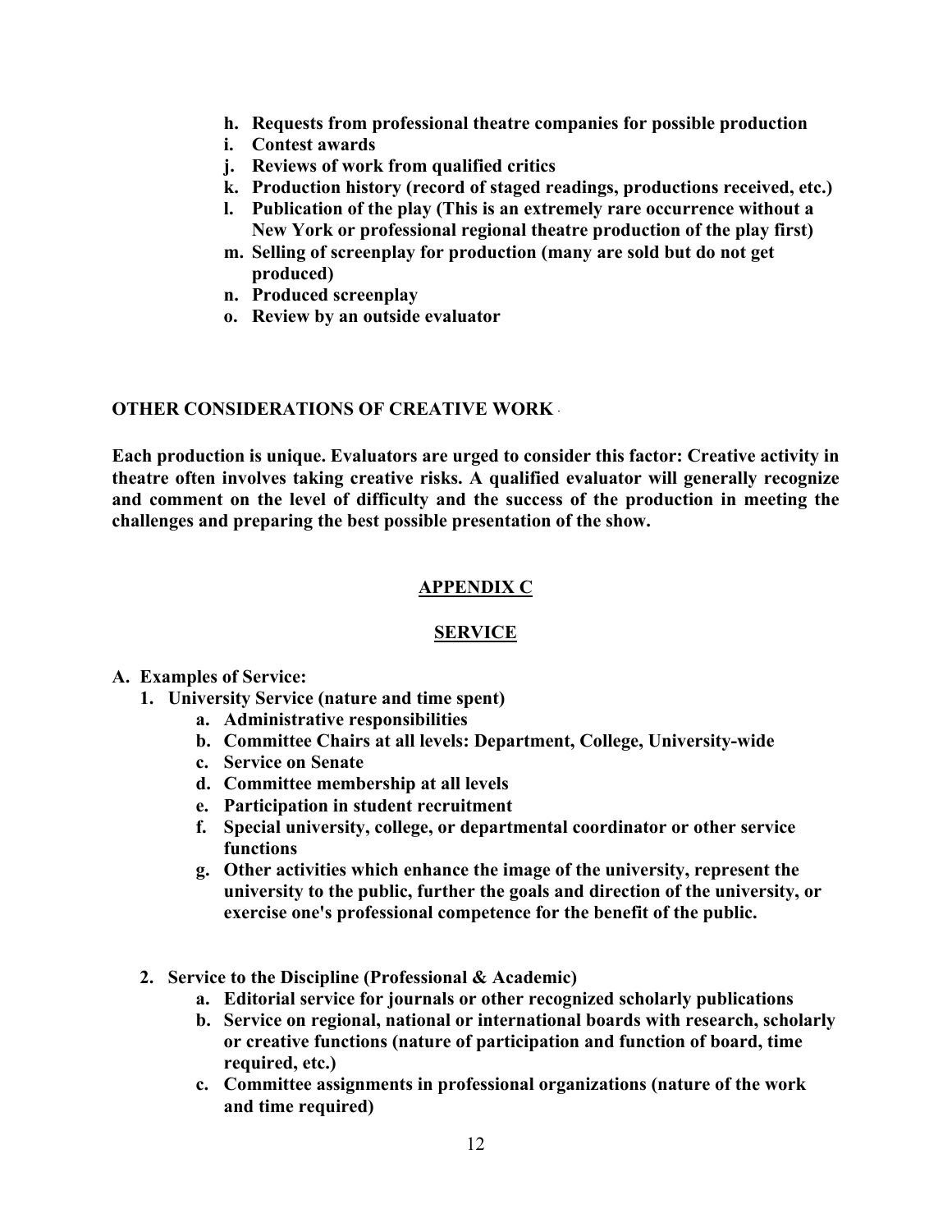- **h. Requests from professional theatre companies for possible production**
- **i. Contest awards**
- **j. Reviews of work from qualified critics**
- **k. Production history (record of staged readings, productions received, etc.)**
- **l. Publication of the play (This is an extremely rare occurrence without a New York or professional regional theatre production of the play first)**
- **m. Selling of screenplay for production (many are sold but do not get produced)**
- **n. Produced screenplay**
- **o. Review by an outside evaluator**

**OTHER CONSIDERATIONS OF CREATIVE WORK**

**Each production is unique. Evaluators are urged to consider this factor: Creative activity in theatre often involves taking creative risks. A qualified evaluator will generally recognize and comment on the level of difficulty and the success of the production in meeting the challenges and preparing the best possible presentation of the show.**

## APPENDIX C

## SERVICE

**A. Examples of Service:**

1. **University Service (nature and time spent)**
   - **a. Administrative responsibilities**
   - **b. Committee Chairs at all levels: Department, College, University-wide**
   - **c. Service on Senate**
   - **d. Committee membership at all levels**
   - **e. Participation in student recruitment**
   - **f. Special university, college, or departmental coordinator or other service functions**
   - **g. Other activities which enhance the image of the university, represent the university to the public, further the goals and direction of the university, or exercise one's professional competence for the benefit of the public.**

2. **Service to the Discipline (Professional & Academic)**
   - **a. Editorial service for journals or other recognized scholarly publications**
   - **b. Service on regional, national or international boards with research, scholarly or creative functions (nature of participation and function of board, time required, etc.)**
   - **c. Committee assignments in professional organizations (nature of the work and time required)**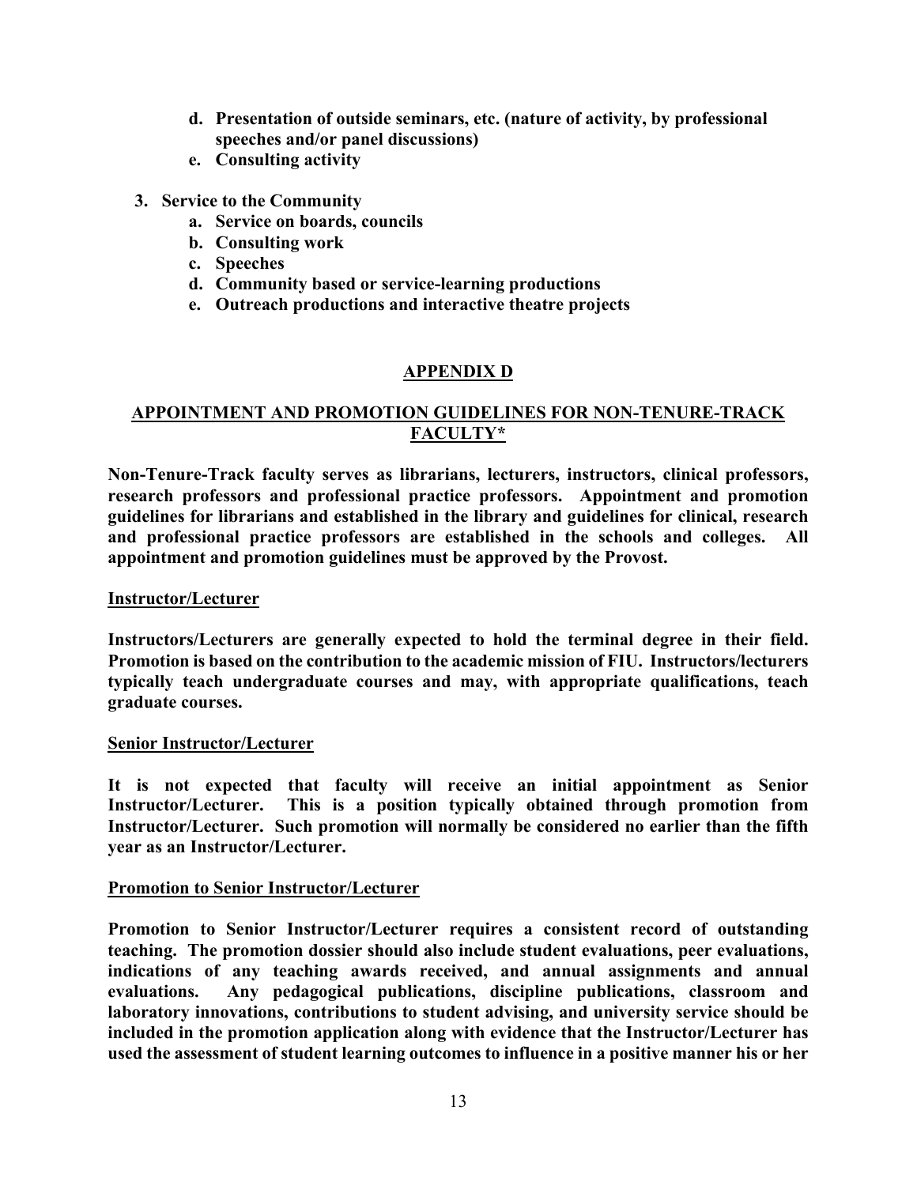d. **Presentation of outside seminars, etc. (nature of activity, by professional speeches and/or panel discussions)**
e. **Consulting activity**

3. **Service to the Community**
   a. **Service on boards, councils**
   b. **Consulting work**
   c. **Speeches**
   d. **Community based or service-learning productions**
   e. **Outreach productions and interactive theatre projects**

## APPENDIX D

## APPOINTMENT AND PROMOTION GUIDELINES FOR NON-TENURE-TRACK FACULTY*

**Non-Tenure-Track faculty serves as librarians, lecturers, instructors, clinical professors, research professors and professional practice professors. Appointment and promotion guidelines for librarians and established in the library and guidelines for clinical, research and professional practice professors are established in the schools and colleges. All appointment and promotion guidelines must be approved by the Provost.**

### Instructor/Lecturer

**Instructors/Lecturers are generally expected to hold the terminal degree in their field. Promotion is based on the contribution to the academic mission of FIU. Instructors/lecturers typically teach undergraduate courses and may, with appropriate qualifications, teach graduate courses.**

### Senior Instructor/Lecturer

**It is not expected that faculty will receive an initial appointment as Senior Instructor/Lecturer. This is a position typically obtained through promotion from Instructor/Lecturer. Such promotion will normally be considered no earlier than the fifth year as an Instructor/Lecturer.**

### Promotion to Senior Instructor/Lecturer

**Promotion to Senior Instructor/Lecturer requires a consistent record of outstanding teaching. The promotion dossier should also include student evaluations, peer evaluations, indications of any teaching awards received, and annual assignments and annual evaluations. Any pedagogical publications, discipline publications, classroom and laboratory innovations, contributions to student advising, and university service should be included in the promotion application along with evidence that the Instructor/Lecturer has used the assessment of student learning outcomes to influence in a positive manner his or her**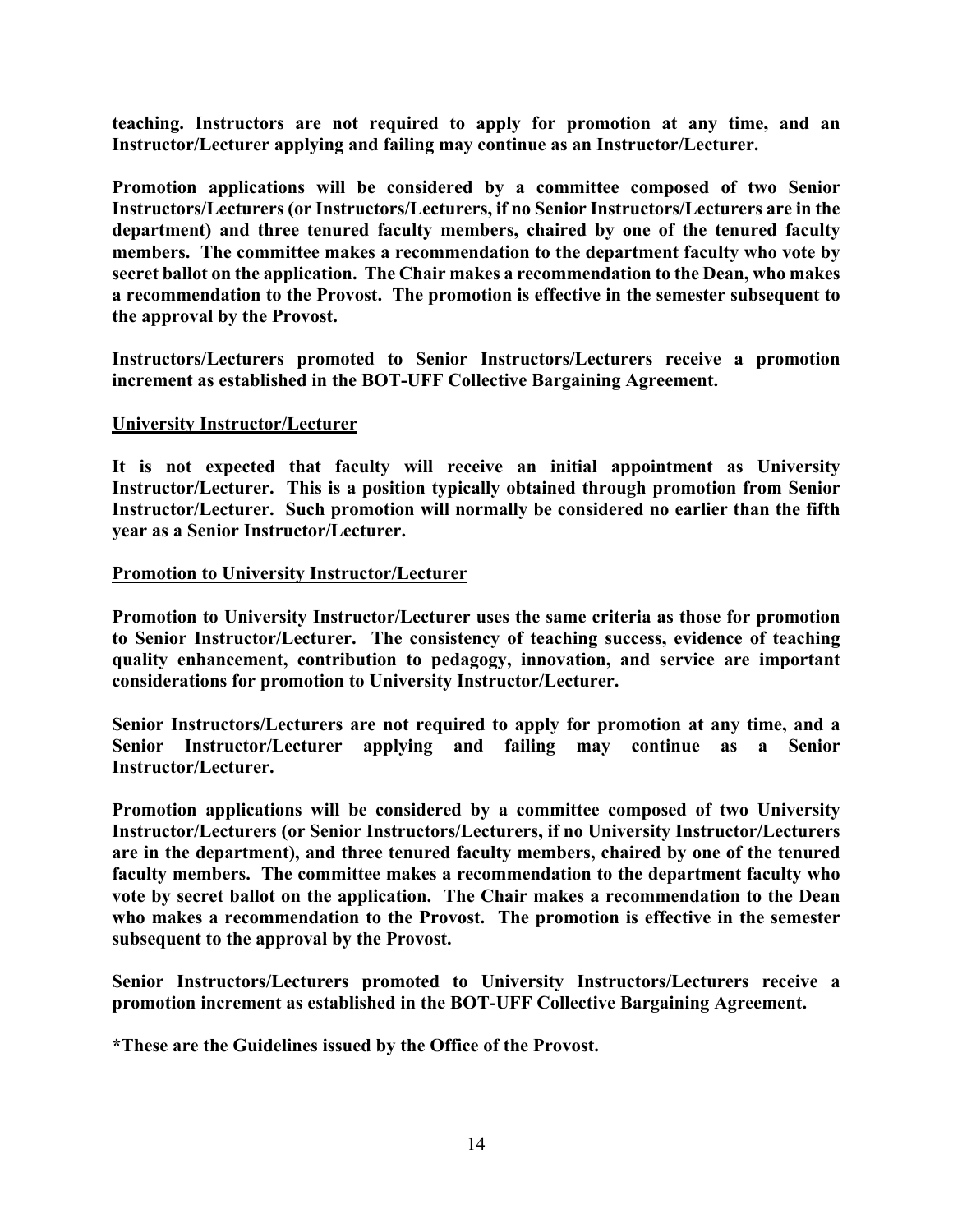**teaching. Instructors are not required to apply for promotion at any time, and an Instructor/Lecturer applying and failing may continue as an Instructor/Lecturer.**

**Promotion applications will be considered by a committee composed of two Senior Instructors/Lecturers (or Instructors/Lecturers, if no Senior Instructors/Lecturers are in the department) and three tenured faculty members, chaired by one of the tenured faculty members. The committee makes a recommendation to the department faculty who vote by secret ballot on the application. The Chair makes a recommendation to the Dean, who makes a recommendation to the Provost. The promotion is effective in the semester subsequent to the approval by the Provost.**

**Instructors/Lecturers promoted to Senior Instructors/Lecturers receive a promotion increment as established in the BOT-UFF Collective Bargaining Agreement.**

**<u>University Instructor/Lecturer</u>**

**It is not expected that faculty will receive an initial appointment as University Instructor/Lecturer. This is a position typically obtained through promotion from Senior Instructor/Lecturer. Such promotion will normally be considered no earlier than the fifth year as a Senior Instructor/Lecturer.**

**<u>Promotion to University Instructor/Lecturer</u>**

**Promotion to University Instructor/Lecturer uses the same criteria as those for promotion to Senior Instructor/Lecturer. The consistency of teaching success, evidence of teaching quality enhancement, contribution to pedagogy, innovation, and service are important considerations for promotion to University Instructor/Lecturer.**

**Senior Instructors/Lecturers are not required to apply for promotion at any time, and a Senior Instructor/Lecturer applying and failing may continue as a Senior Instructor/Lecturer.**

**Promotion applications will be considered by a committee composed of two University Instructor/Lecturers (or Senior Instructors/Lecturers, if no University Instructor/Lecturers are in the department), and three tenured faculty members, chaired by one of the tenured faculty members. The committee makes a recommendation to the department faculty who vote by secret ballot on the application. The Chair makes a recommendation to the Dean who makes a recommendation to the Provost. The promotion is effective in the semester subsequent to the approval by the Provost.**

**Senior Instructors/Lecturers promoted to University Instructors/Lecturers receive a promotion increment as established in the BOT-UFF Collective Bargaining Agreement.**

***These are the Guidelines issued by the Office of the Provost.**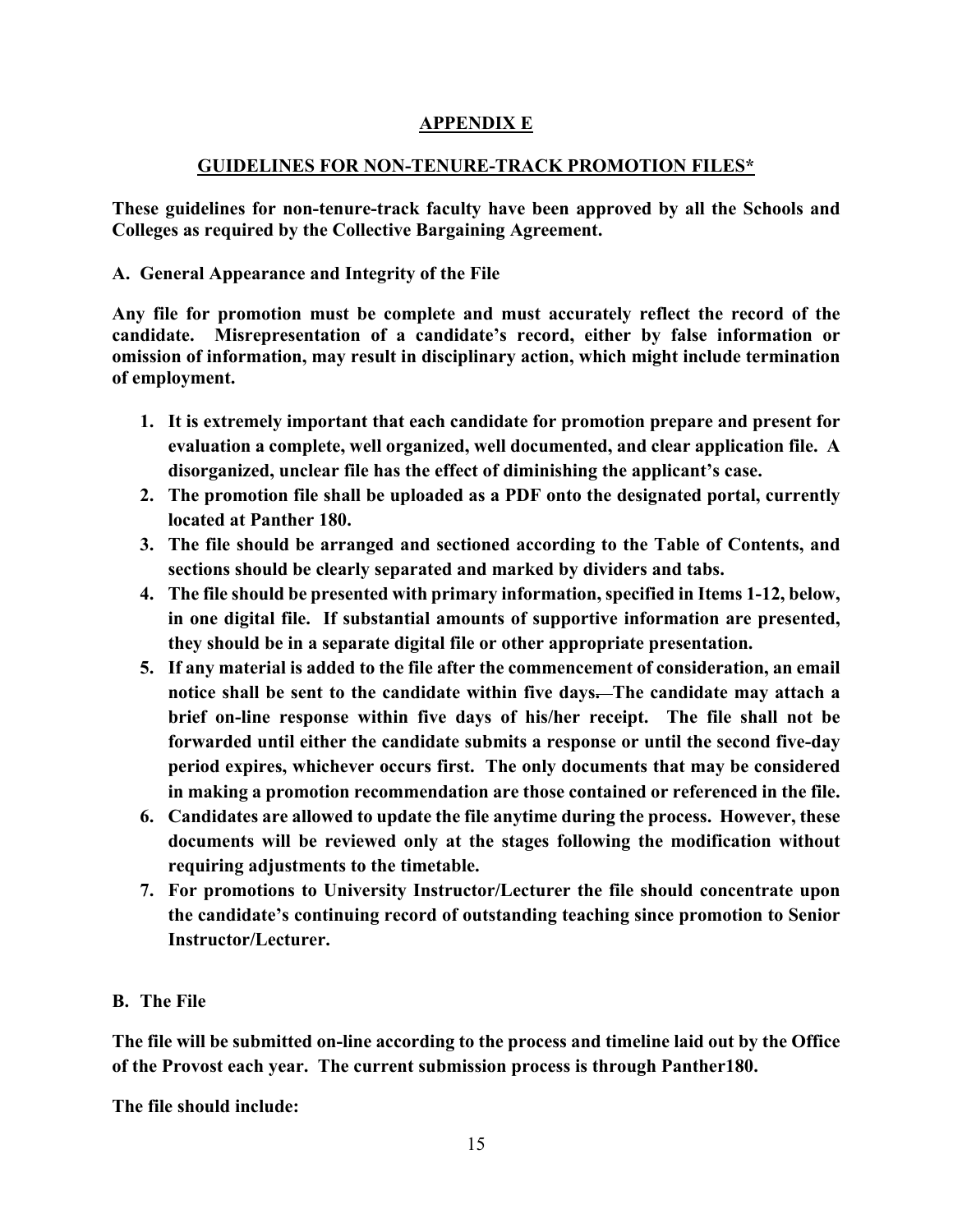## APPENDIX E

## GUIDELINES FOR NON-TENURE-TRACK PROMOTION FILES*

**These guidelines for non-tenure-track faculty have been approved by all the Schools and Colleges as required by the Collective Bargaining Agreement.**

### A. General Appearance and Integrity of the File

**Any file for promotion must be complete and must accurately reflect the record of the candidate. Misrepresentation of a candidate's record, either by false information or omission of information, may result in disciplinary action, which might include termination of employment.**

1. **It is extremely important that each candidate for promotion prepare and present for evaluation a complete, well organized, well documented, and clear application file. A disorganized, unclear file has the effect of diminishing the applicant's case.**
2. **The promotion file shall be uploaded as a PDF onto the designated portal, currently located at Panther 180.**
3. **The file should be arranged and sectioned according to the Table of Contents, and sections should be clearly separated and marked by dividers and tabs.**
4. **The file should be presented with primary information, specified in Items 1-12, below, in one digital file. If substantial amounts of supportive information are presented, they should be in a separate digital file or other appropriate presentation.**
5. **If any material is added to the file after the commencement of consideration, an email notice shall be sent to the candidate within five days. The candidate may attach a brief on-line response within five days of his/her receipt. The file shall not be forwarded until either the candidate submits a response or until the second five-day period expires, whichever occurs first. The only documents that may be considered in making a promotion recommendation are those contained or referenced in the file.**
6. **Candidates are allowed to update the file anytime during the process. However, these documents will be reviewed only at the stages following the modification without requiring adjustments to the timetable.**
7. **For promotions to University Instructor/Lecturer the file should concentrate upon the candidate's continuing record of outstanding teaching since promotion to Senior Instructor/Lecturer.**

### B. The File

**The file will be submitted on-line according to the process and timeline laid out by the Office of the Provost each year. The current submission process is through Panther180.**

**The file should include:**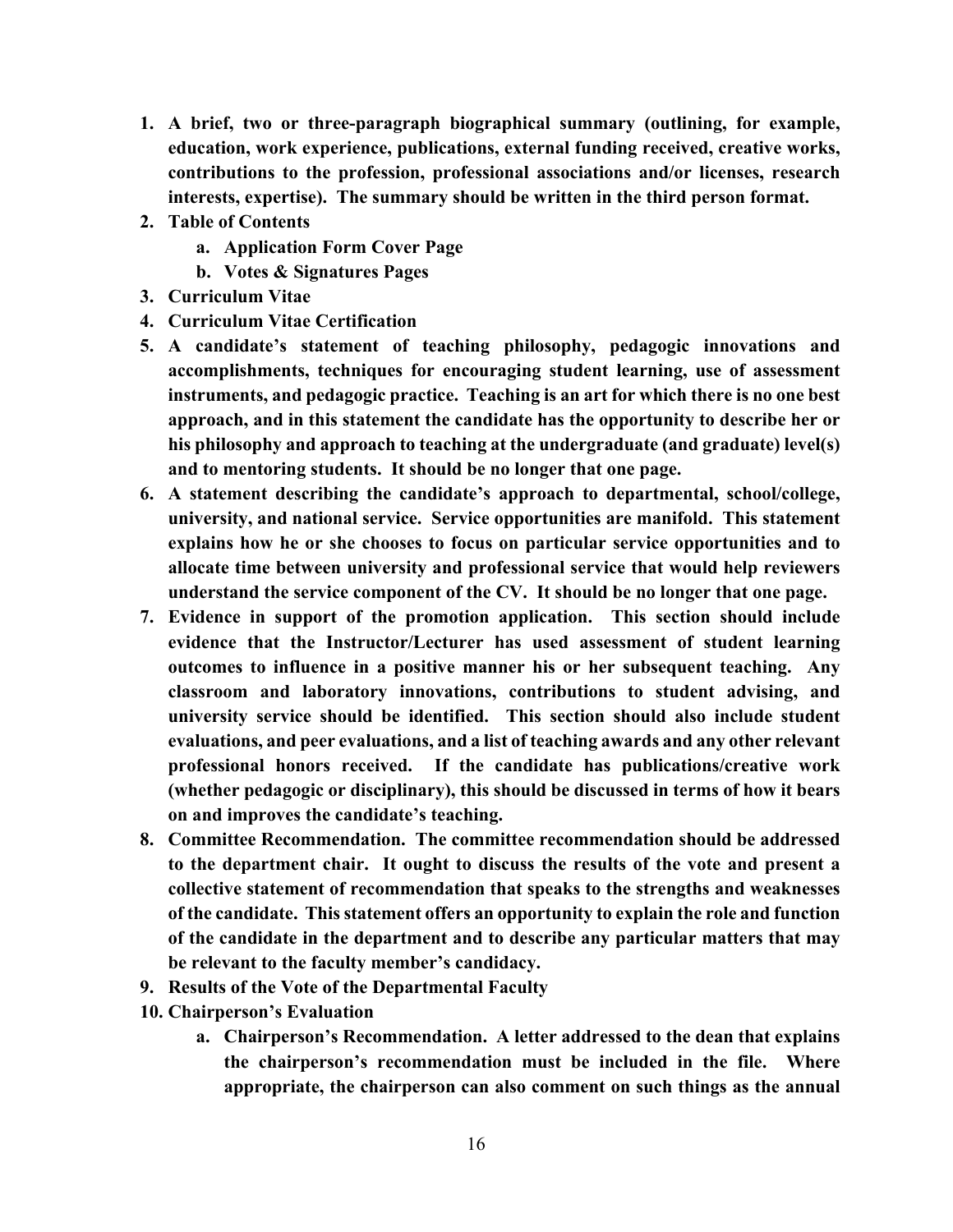1. **A brief, two or three-paragraph biographical summary (outlining, for example, education, work experience, publications, external funding received, creative works, contributions to the profession, professional associations and/or licenses, research interests, expertise). The summary should be written in the third person format.**
2. **Table of Contents**
    a. **Application Form Cover Page**
    b. **Votes & Signatures Pages**
3. **Curriculum Vitae**
4. **Curriculum Vitae Certification**
5. **A candidate's statement of teaching philosophy, pedagogic innovations and accomplishments, techniques for encouraging student learning, use of assessment instruments, and pedagogic practice. Teaching is an art for which there is no one best approach, and in this statement the candidate has the opportunity to describe her or his philosophy and approach to teaching at the undergraduate (and graduate) level(s) and to mentoring students. It should be no longer that one page.**
6. **A statement describing the candidate's approach to departmental, school/college, university, and national service. Service opportunities are manifold. This statement explains how he or she chooses to focus on particular service opportunities and to allocate time between university and professional service that would help reviewers understand the service component of the CV. It should be no longer that one page.**
7. **Evidence in support of the promotion application. This section should include evidence that the Instructor/Lecturer has used assessment of student learning outcomes to influence in a positive manner his or her subsequent teaching. Any classroom and laboratory innovations, contributions to student advising, and university service should be identified. This section should also include student evaluations, and peer evaluations, and a list of teaching awards and any other relevant professional honors received. If the candidate has publications/creative work (whether pedagogic or disciplinary), this should be discussed in terms of how it bears on and improves the candidate's teaching.**
8. **Committee Recommendation. The committee recommendation should be addressed to the department chair. It ought to discuss the results of the vote and present a collective statement of recommendation that speaks to the strengths and weaknesses of the candidate. This statement offers an opportunity to explain the role and function of the candidate in the department and to describe any particular matters that may be relevant to the faculty member's candidacy.**
9. **Results of the Vote of the Departmental Faculty**
10. **Chairperson's Evaluation**
    a. **Chairperson's Recommendation. A letter addressed to the dean that explains the chairperson's recommendation must be included in the file. Where appropriate, the chairperson can also comment on such things as the annual**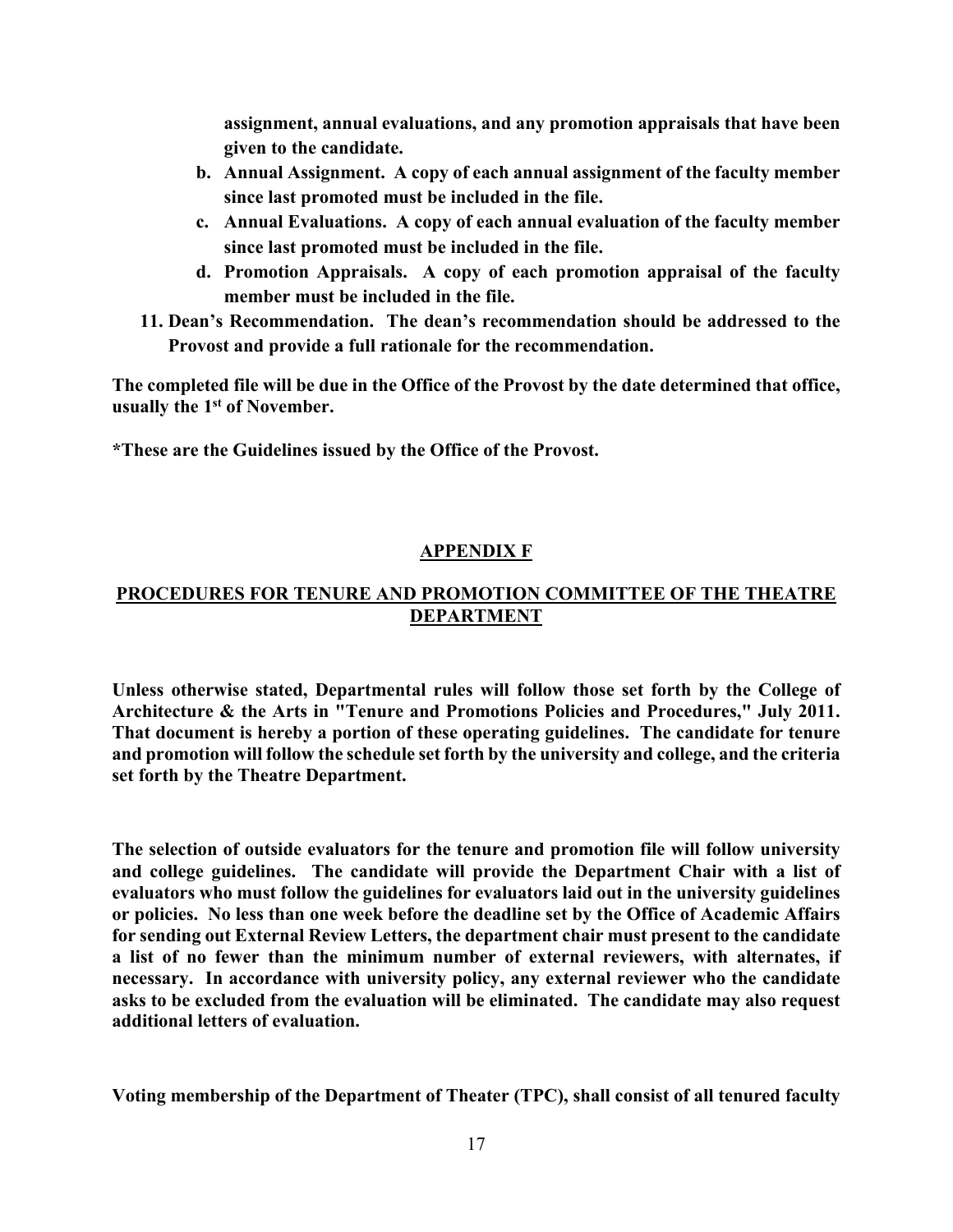**assignment, annual evaluations, and any promotion appraisals that have been given to the candidate.**

   b. **Annual Assignment. A copy of each annual assignment of the faculty member since last promoted must be included in the file.**
   c. **Annual Evaluations. A copy of each annual evaluation of the faculty member since last promoted must be included in the file.**
   d. **Promotion Appraisals. A copy of each promotion appraisal of the faculty member must be included in the file.**

11. **Dean's Recommendation. The dean's recommendation should be addressed to the Provost and provide a full rationale for the recommendation.**

**The completed file will be due in the Office of the Provost by the date determined that office, usually the 1st of November.**

**\*These are the Guidelines issued by the Office of the Provost.**

## APPENDIX F

## PROCEDURES FOR TENURE AND PROMOTION COMMITTEE OF THE THEATRE DEPARTMENT

**Unless otherwise stated, Departmental rules will follow those set forth by the College of Architecture & the Arts in "Tenure and Promotions Policies and Procedures," July 2011. That document is hereby a portion of these operating guidelines. The candidate for tenure and promotion will follow the schedule set forth by the university and college, and the criteria set forth by the Theatre Department.**

**The selection of outside evaluators for the tenure and promotion file will follow university and college guidelines. The candidate will provide the Department Chair with a list of evaluators who must follow the guidelines for evaluators laid out in the university guidelines or policies. No less than one week before the deadline set by the Office of Academic Affairs for sending out External Review Letters, the department chair must present to the candidate a list of no fewer than the minimum number of external reviewers, with alternates, if necessary. In accordance with university policy, any external reviewer who the candidate asks to be excluded from the evaluation will be eliminated. The candidate may also request additional letters of evaluation.**

**Voting membership of the Department of Theater (TPC), shall consist of all tenured faculty**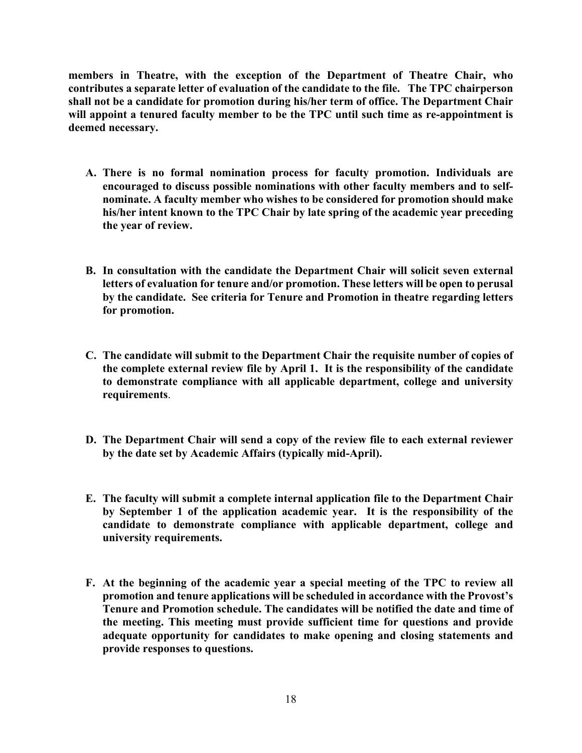**members in Theatre, with the exception of the Department of Theatre Chair, who contributes a separate letter of evaluation of the candidate to the file. The TPC chairperson shall not be a candidate for promotion during his/her term of office. The Department Chair will appoint a tenured faculty member to be the TPC until such time as re-appointment is deemed necessary.**

A. **There is no formal nomination process for faculty promotion. Individuals are encouraged to discuss possible nominations with other faculty members and to self-nominate. A faculty member who wishes to be considered for promotion should make his/her intent known to the TPC Chair by late spring of the academic year preceding the year of review.**

B. **In consultation with the candidate the Department Chair will solicit seven external letters of evaluation for tenure and/or promotion. These letters will be open to perusal by the candidate. See criteria for Tenure and Promotion in theatre regarding letters for promotion.**

C. **The candidate will submit to the Department Chair the requisite number of copies of the complete external review file by April 1. It is the responsibility of the candidate to demonstrate compliance with all applicable department, college and university requirements**.

D. **The Department Chair will send a copy of the review file to each external reviewer by the date set by Academic Affairs (typically mid-April).**

E. **The faculty will submit a complete internal application file to the Department Chair by September 1 of the application academic year. It is the responsibility of the candidate to demonstrate compliance with applicable department, college and university requirements.**

F. **At the beginning of the academic year a special meeting of the TPC to review all promotion and tenure applications will be scheduled in accordance with the Provost's Tenure and Promotion schedule. The candidates will be notified the date and time of the meeting. This meeting must provide sufficient time for questions and provide adequate opportunity for candidates to make opening and closing statements and provide responses to questions.**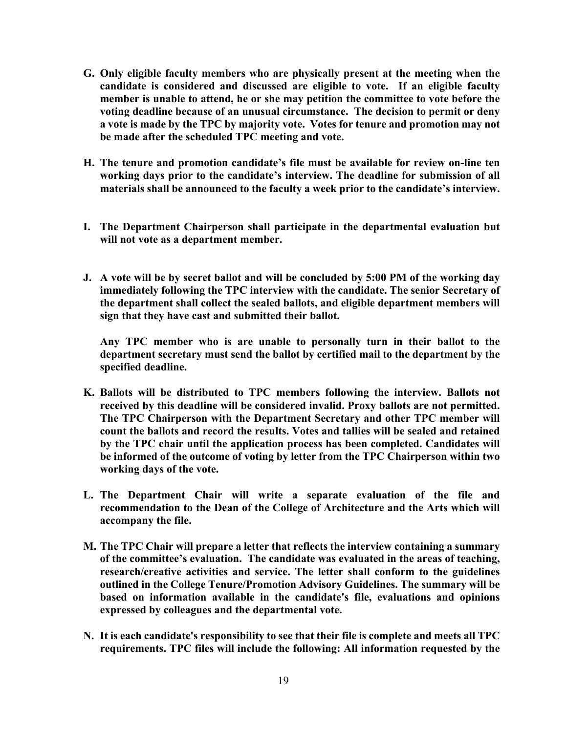**G. Only eligible faculty members who are physically present at the meeting when the candidate is considered and discussed are eligible to vote. If an eligible faculty member is unable to attend, he or she may petition the committee to vote before the voting deadline because of an unusual circumstance. The decision to permit or deny a vote is made by the TPC by majority vote. Votes for tenure and promotion may not be made after the scheduled TPC meeting and vote.**

**H. The tenure and promotion candidate's file must be available for review on-line ten working days prior to the candidate's interview. The deadline for submission of all materials shall be announced to the faculty a week prior to the candidate's interview.**

**I. The Department Chairperson shall participate in the departmental evaluation but will not vote as a department member.**

**J. A vote will be by secret ballot and will be concluded by 5:00 PM of the working day immediately following the TPC interview with the candidate. The senior Secretary of the department shall collect the sealed ballots, and eligible department members will sign that they have cast and submitted their ballot.**

**Any TPC member who is are unable to personally turn in their ballot to the department secretary must send the ballot by certified mail to the department by the specified deadline.**

**K. Ballots will be distributed to TPC members following the interview. Ballots not received by this deadline will be considered invalid. Proxy ballots are not permitted. The TPC Chairperson with the Department Secretary and other TPC member will count the ballots and record the results. Votes and tallies will be sealed and retained by the TPC chair until the application process has been completed. Candidates will be informed of the outcome of voting by letter from the TPC Chairperson within two working days of the vote.**

**L. The Department Chair will write a separate evaluation of the file and recommendation to the Dean of the College of Architecture and the Arts which will accompany the file.**

**M. The TPC Chair will prepare a letter that reflects the interview containing a summary of the committee's evaluation. The candidate was evaluated in the areas of teaching, research/creative activities and service. The letter shall conform to the guidelines outlined in the College Tenure/Promotion Advisory Guidelines. The summary will be based on information available in the candidate's file, evaluations and opinions expressed by colleagues and the departmental vote.**

**N. It is each candidate's responsibility to see that their file is complete and meets all TPC requirements. TPC files will include the following: All information requested by the**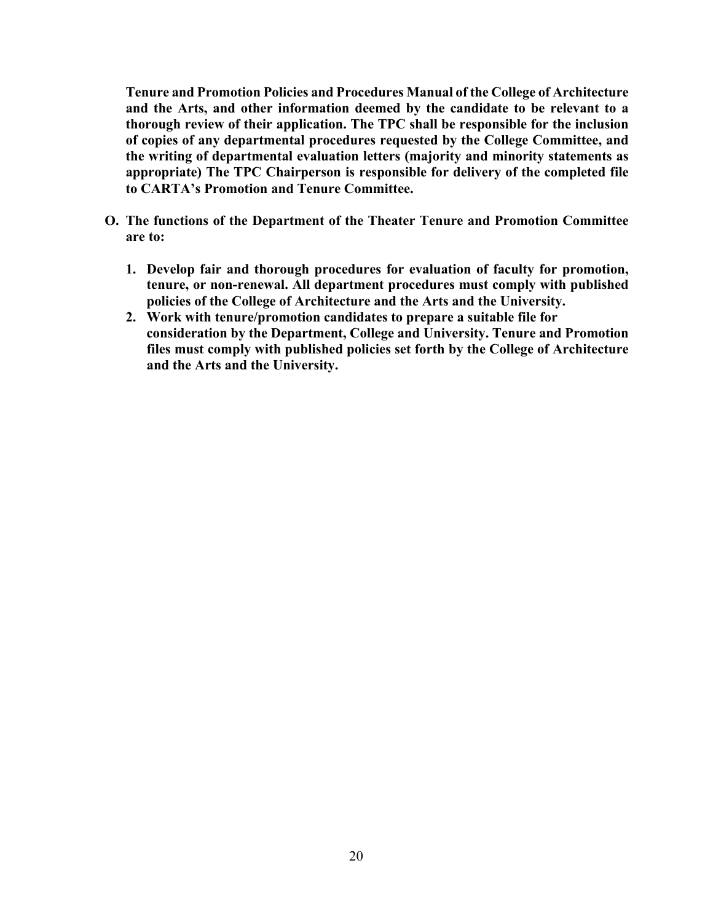**Tenure and Promotion Policies and Procedures Manual of the College of Architecture and the Arts, and other information deemed by the candidate to be relevant to a thorough review of their application. The TPC shall be responsible for the inclusion of copies of any departmental procedures requested by the College Committee, and the writing of departmental evaluation letters (majority and minority statements as appropriate) The TPC Chairperson is responsible for delivery of the completed file to CARTA's Promotion and Tenure Committee.**

**O. The functions of the Department of the Theater Tenure and Promotion Committee are to:**

1. **Develop fair and thorough procedures for evaluation of faculty for promotion, tenure, or non-renewal. All department procedures must comply with published policies of the College of Architecture and the Arts and the University.**
2. **Work with tenure/promotion candidates to prepare a suitable file for consideration by the Department, College and University. Tenure and Promotion files must comply with published policies set forth by the College of Architecture and the Arts and the University.**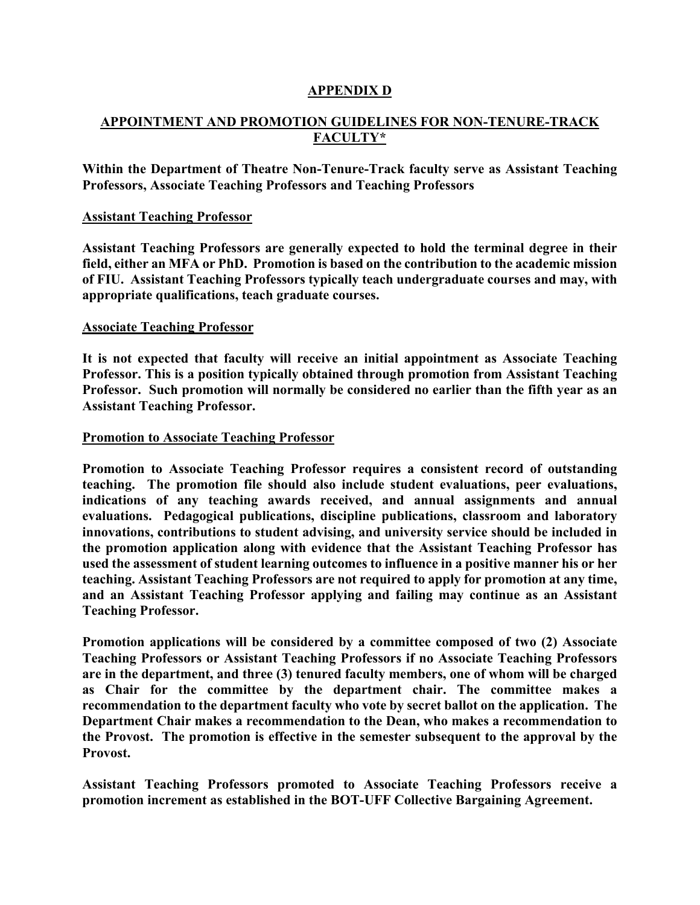# APPENDIX D

## APPOINTMENT AND PROMOTION GUIDELINES FOR NON-TENURE-TRACK FACULTY*

**Within the Department of Theatre Non-Tenure-Track faculty serve as Assistant Teaching Professors, Associate Teaching Professors and Teaching Professors**

### Assistant Teaching Professor

**Assistant Teaching Professors are generally expected to hold the terminal degree in their field, either an MFA or PhD. Promotion is based on the contribution to the academic mission of FIU. Assistant Teaching Professors typically teach undergraduate courses and may, with appropriate qualifications, teach graduate courses.**

### Associate Teaching Professor

**It is not expected that faculty will receive an initial appointment as Associate Teaching Professor. This is a position typically obtained through promotion from Assistant Teaching Professor. Such promotion will normally be considered no earlier than the fifth year as an Assistant Teaching Professor.**

### Promotion to Associate Teaching Professor

**Promotion to Associate Teaching Professor requires a consistent record of outstanding teaching. The promotion file should also include student evaluations, peer evaluations, indications of any teaching awards received, and annual assignments and annual evaluations. Pedagogical publications, discipline publications, classroom and laboratory innovations, contributions to student advising, and university service should be included in the promotion application along with evidence that the Assistant Teaching Professor has used the assessment of student learning outcomes to influence in a positive manner his or her teaching. Assistant Teaching Professors are not required to apply for promotion at any time, and an Assistant Teaching Professor applying and failing may continue as an Assistant Teaching Professor.**

**Promotion applications will be considered by a committee composed of two (2) Associate Teaching Professors or Assistant Teaching Professors if no Associate Teaching Professors are in the department, and three (3) tenured faculty members, one of whom will be charged as Chair for the committee by the department chair. The committee makes a recommendation to the department faculty who vote by secret ballot on the application. The Department Chair makes a recommendation to the Dean, who makes a recommendation to the Provost. The promotion is effective in the semester subsequent to the approval by the Provost.**

**Assistant Teaching Professors promoted to Associate Teaching Professors receive a promotion increment as established in the BOT-UFF Collective Bargaining Agreement.**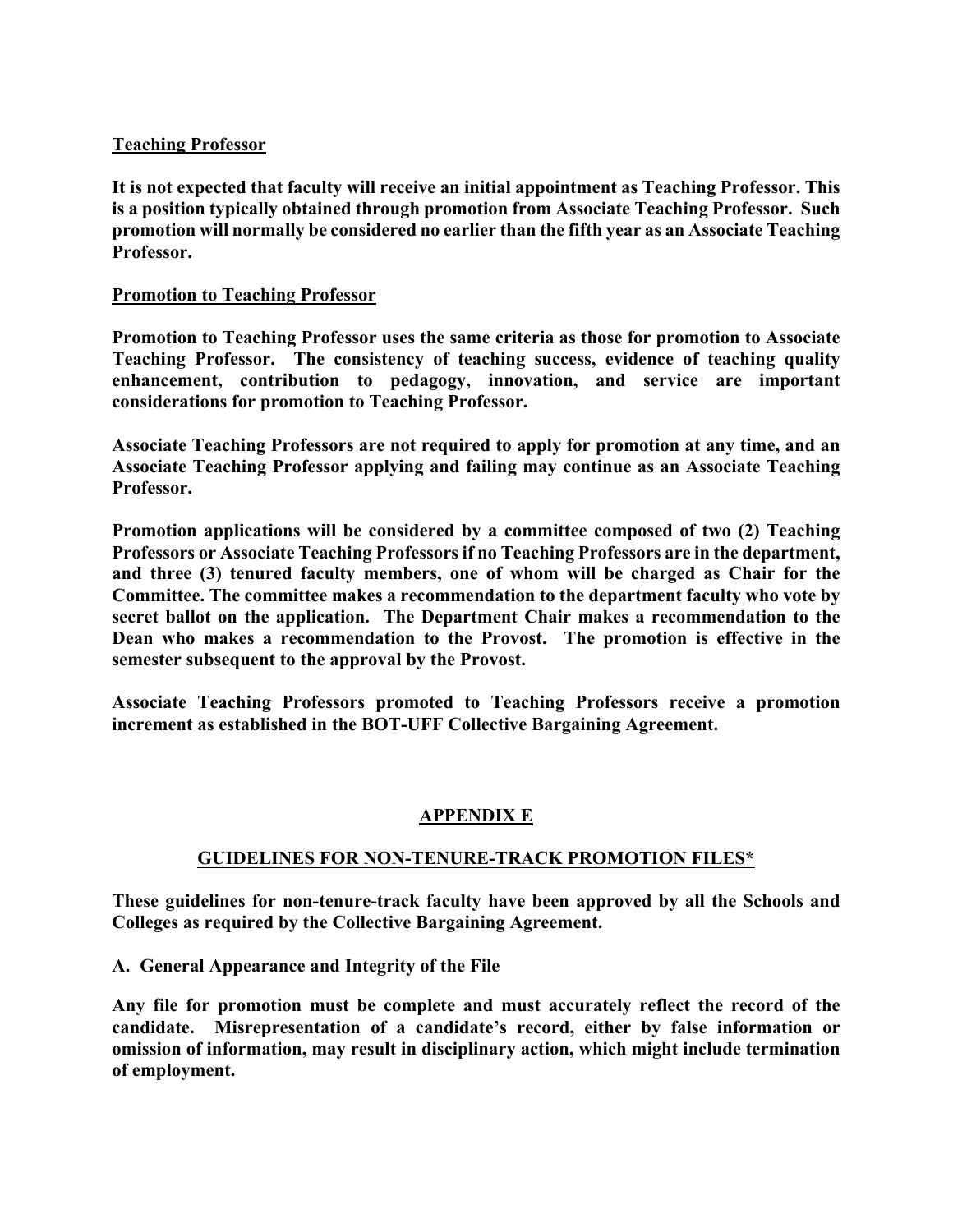**Teaching Professor**

**It is not expected that faculty will receive an initial appointment as Teaching Professor. This is a position typically obtained through promotion from Associate Teaching Professor. Such promotion will normally be considered no earlier than the fifth year as an Associate Teaching Professor.**

**Promotion to Teaching Professor**

**Promotion to Teaching Professor uses the same criteria as those for promotion to Associate Teaching Professor. The consistency of teaching success, evidence of teaching quality enhancement, contribution to pedagogy, innovation, and service are important considerations for promotion to Teaching Professor.**

**Associate Teaching Professors are not required to apply for promotion at any time, and an Associate Teaching Professor applying and failing may continue as an Associate Teaching Professor.**

**Promotion applications will be considered by a committee composed of two (2) Teaching Professors or Associate Teaching Professors if no Teaching Professors are in the department, and three (3) tenured faculty members, one of whom will be charged as Chair for the Committee. The committee makes a recommendation to the department faculty who vote by secret ballot on the application. The Department Chair makes a recommendation to the Dean who makes a recommendation to the Provost. The promotion is effective in the semester subsequent to the approval by the Provost.**

**Associate Teaching Professors promoted to Teaching Professors receive a promotion increment as established in the BOT-UFF Collective Bargaining Agreement.**

## APPENDIX E

## GUIDELINES FOR NON-TENURE-TRACK PROMOTION FILES*

**These guidelines for non-tenure-track faculty have been approved by all the Schools and Colleges as required by the Collective Bargaining Agreement.**

**A. General Appearance and Integrity of the File**

**Any file for promotion must be complete and must accurately reflect the record of the candidate. Misrepresentation of a candidate's record, either by false information or omission of information, may result in disciplinary action, which might include termination of employment.**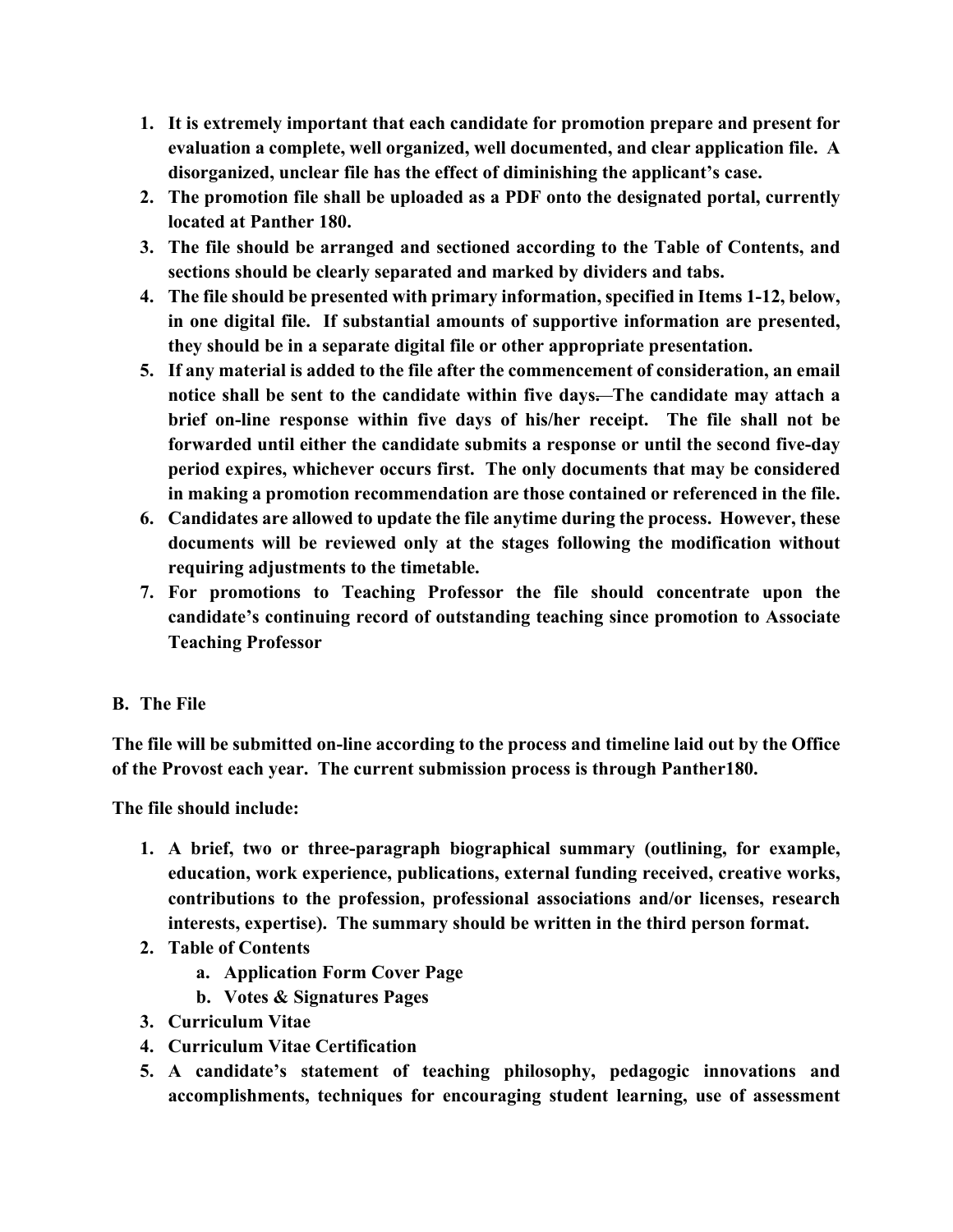1. **It is extremely important that each candidate for promotion prepare and present for evaluation a complete, well organized, well documented, and clear application file. A disorganized, unclear file has the effect of diminishing the applicant's case.**
2. **The promotion file shall be uploaded as a PDF onto the designated portal, currently located at Panther 180.**
3. **The file should be arranged and sectioned according to the Table of Contents, and sections should be clearly separated and marked by dividers and tabs.**
4. **The file should be presented with primary information, specified in Items 1-12, below, in one digital file. If substantial amounts of supportive information are presented, they should be in a separate digital file or other appropriate presentation.**
5. **If any material is added to the file after the commencement of consideration, an email notice shall be sent to the candidate within five days. The candidate may attach a brief on-line response within five days of his/her receipt. The file shall not be forwarded until either the candidate submits a response or until the second five-day period expires, whichever occurs first. The only documents that may be considered in making a promotion recommendation are those contained or referenced in the file.**
6. **Candidates are allowed to update the file anytime during the process. However, these documents will be reviewed only at the stages following the modification without requiring adjustments to the timetable.**
7. **For promotions to Teaching Professor the file should concentrate upon the candidate's continuing record of outstanding teaching since promotion to Associate Teaching Professor**

**B. The File**

**The file will be submitted on-line according to the process and timeline laid out by the Office of the Provost each year. The current submission process is through Panther180.**

**The file should include:**

1. **A brief, two or three-paragraph biographical summary (outlining, for example, education, work experience, publications, external funding received, creative works, contributions to the profession, professional associations and/or licenses, research interests, expertise). The summary should be written in the third person format.**
2. **Table of Contents**
    a. **Application Form Cover Page**
    b. **Votes & Signatures Pages**
3. **Curriculum Vitae**
4. **Curriculum Vitae Certification**
5. **A candidate's statement of teaching philosophy, pedagogic innovations and accomplishments, techniques for encouraging student learning, use of assessment**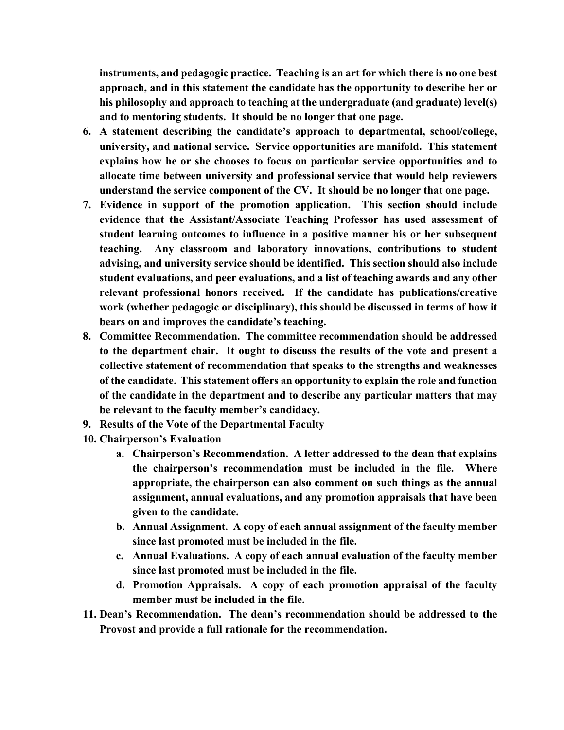**instruments, and pedagogic practice. Teaching is an art for which there is no one best approach, and in this statement the candidate has the opportunity to describe her or his philosophy and approach to teaching at the undergraduate (and graduate) level(s) and to mentoring students. It should be no longer that one page.**

6. **A statement describing the candidate's approach to departmental, school/college, university, and national service. Service opportunities are manifold. This statement explains how he or she chooses to focus on particular service opportunities and to allocate time between university and professional service that would help reviewers understand the service component of the CV. It should be no longer that one page.**
7. **Evidence in support of the promotion application. This section should include evidence that the Assistant/Associate Teaching Professor has used assessment of student learning outcomes to influence in a positive manner his or her subsequent teaching. Any classroom and laboratory innovations, contributions to student advising, and university service should be identified. This section should also include student evaluations, and peer evaluations, and a list of teaching awards and any other relevant professional honors received. If the candidate has publications/creative work (whether pedagogic or disciplinary), this should be discussed in terms of how it bears on and improves the candidate's teaching.**
8. **Committee Recommendation. The committee recommendation should be addressed to the department chair. It ought to discuss the results of the vote and present a collective statement of recommendation that speaks to the strengths and weaknesses of the candidate. This statement offers an opportunity to explain the role and function of the candidate in the department and to describe any particular matters that may be relevant to the faculty member's candidacy.**
9. **Results of the Vote of the Departmental Faculty**
10. **Chairperson's Evaluation**
    a. **Chairperson's Recommendation. A letter addressed to the dean that explains the chairperson's recommendation must be included in the file. Where appropriate, the chairperson can also comment on such things as the annual assignment, annual evaluations, and any promotion appraisals that have been given to the candidate.**
    b. **Annual Assignment. A copy of each annual assignment of the faculty member since last promoted must be included in the file.**
    c. **Annual Evaluations. A copy of each annual evaluation of the faculty member since last promoted must be included in the file.**
    d. **Promotion Appraisals. A copy of each promotion appraisal of the faculty member must be included in the file.**
11. **Dean's Recommendation. The dean's recommendation should be addressed to the Provost and provide a full rationale for the recommendation.**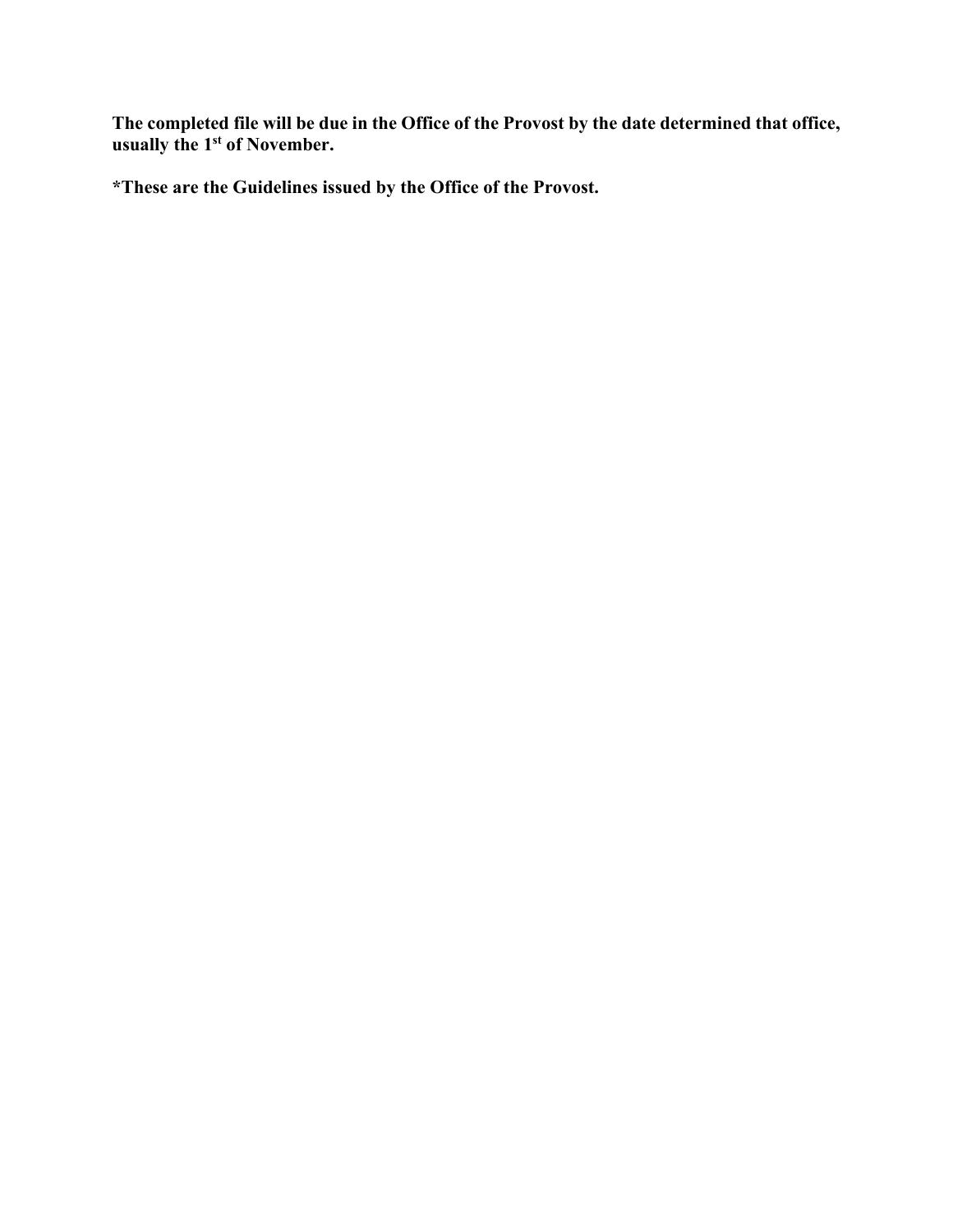**The completed file will be due in the Office of the Provost by the date determined that office, usually the 1st of November.**

**\*These are the Guidelines issued by the Office of the Provost.**